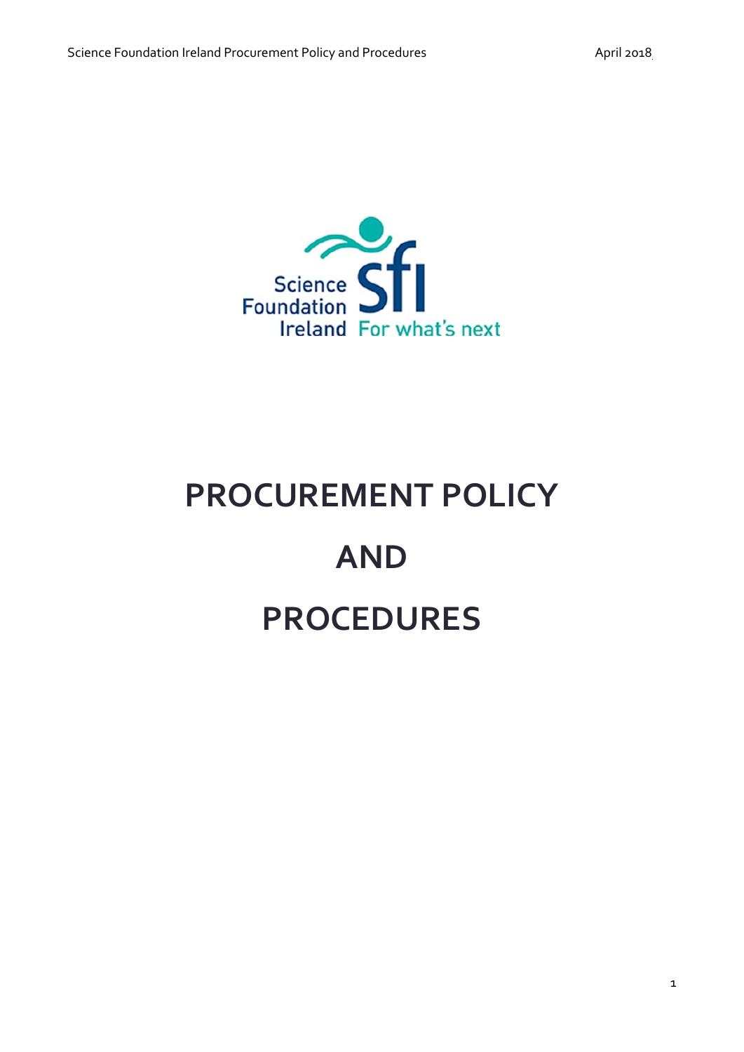# PROCUREMENT POLICY

# AND

# PROCEDURES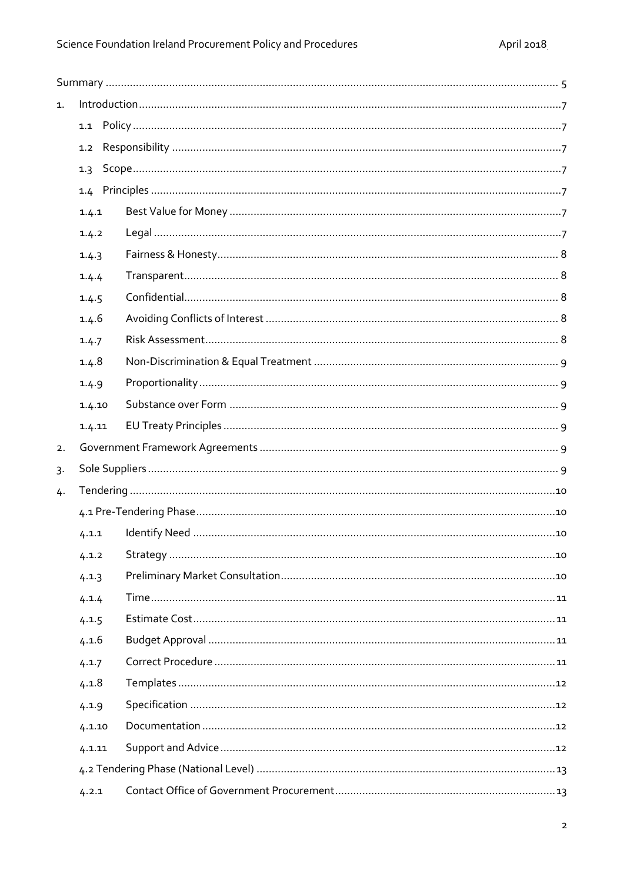Summary .................................................................................................................................... 5

1. Introduction..........................................................................................................................7

   1.1 Policy ...........................................................................................................................7

   1.2 Responsibility ..............................................................................................................7

   1.3 Scope...........................................................................................................................7

   1.4 Principles .....................................................................................................................7

   1.4.1 Best Value for Money ............................................................................................7

   1.4.2 Legal .....................................................................................................................7

   1.4.3 Fairness & Honesty............................................................................................... 8

   1.4.4 Transparent........................................................................................................... 8

   1.4.5 Confidential........................................................................................................... 8

   1.4.6 Avoiding Conflicts of Interest ................................................................................ 8

   1.4.7 Risk Assessment................................................................................................... 8

   1.4.8 Non-Discrimination & Equal Treatment ................................................................ 9

   1.4.9 Proportionality ...................................................................................................... 9

   1.4.10 Substance over Form ........................................................................................... 9

   1.4.11 EU Treaty Principles ............................................................................................. 9

2. Government Framework Agreements ................................................................................. 9

3. Sole Suppliers ...................................................................................................................... 9

4. Tendering ...........................................................................................................................10

   4.1 Pre-Tendering Phase.....................................................................................................10

   4.1.1 Identify Need .......................................................................................................10

   4.1.2 Strategy ..............................................................................................................10

   4.1.3 Preliminary Market Consultation.........................................................................10

   4.1.4 Time....................................................................................................................11

   4.1.5 Estimate Cost......................................................................................................11

   4.1.6 Budget Approval .................................................................................................11

   4.1.7 Correct Procedure ...............................................................................................11

   4.1.8 Templates ...........................................................................................................12

   4.1.9 Specification .......................................................................................................12

   4.1.10 Documentation ...................................................................................................12

   4.1.11 Support and Advice .............................................................................................12

   4.2 Tendering Phase (National Level) ..................................................................................13

   4.2.1 Contact Office of Government Procurement........................................................13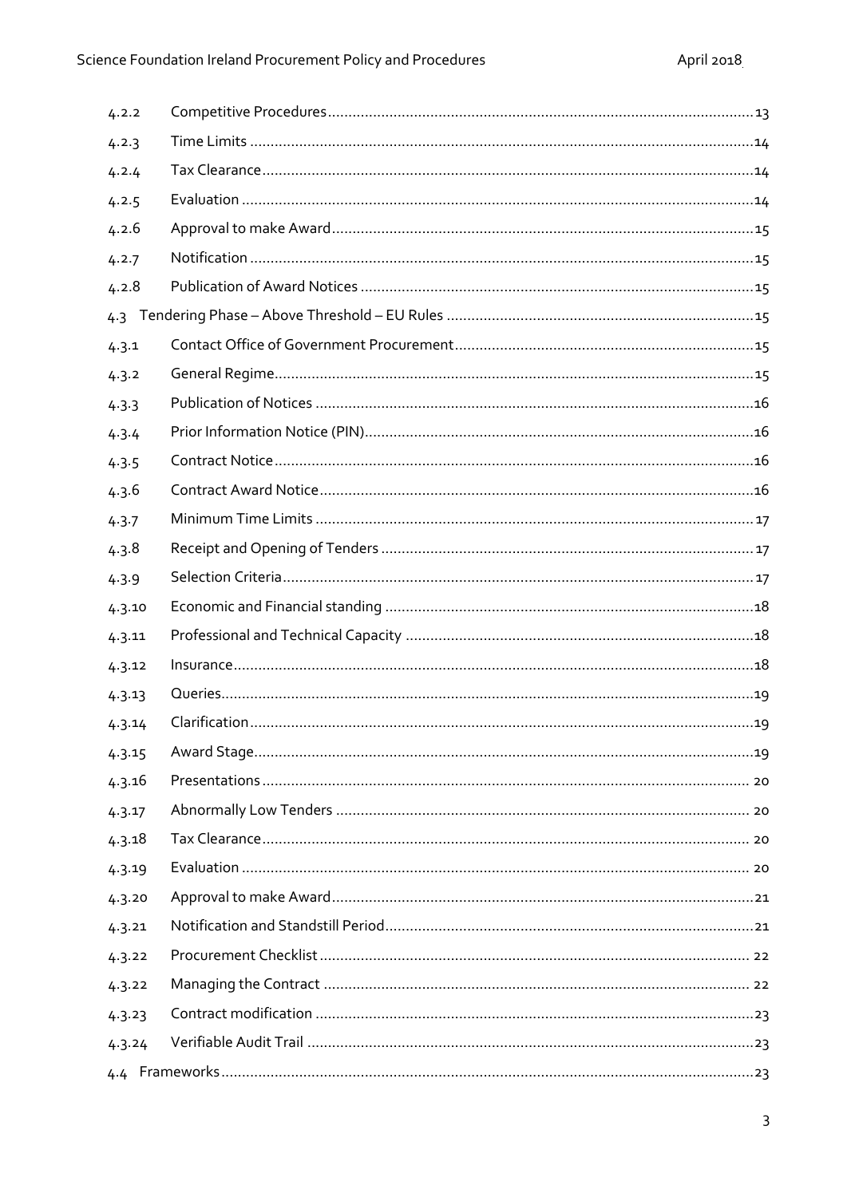| | | |
|---|---|---|
| 4.2.2 | Competitive Procedures | 13 |
| 4.2.3 | Time Limits | 14 |
| 4.2.4 | Tax Clearance | 14 |
| 4.2.5 | Evaluation | 14 |
| 4.2.6 | Approval to make Award | 15 |
| 4.2.7 | Notification | 15 |
| 4.2.8 | Publication of Award Notices | 15 |
| 4.3 | Tendering Phase – Above Threshold – EU Rules | 15 |
| 4.3.1 | Contact Office of Government Procurement | 15 |
| 4.3.2 | General Regime | 15 |
| 4.3.3 | Publication of Notices | 16 |
| 4.3.4 | Prior Information Notice (PIN) | 16 |
| 4.3.5 | Contract Notice | 16 |
| 4.3.6 | Contract Award Notice | 16 |
| 4.3.7 | Minimum Time Limits | 17 |
| 4.3.8 | Receipt and Opening of Tenders | 17 |
| 4.3.9 | Selection Criteria | 17 |
| 4.3.10 | Economic and Financial standing | 18 |
| 4.3.11 | Professional and Technical Capacity | 18 |
| 4.3.12 | Insurance | 18 |
| 4.3.13 | Queries | 19 |
| 4.3.14 | Clarification | 19 |
| 4.3.15 | Award Stage | 19 |
| 4.3.16 | Presentations | 20 |
| 4.3.17 | Abnormally Low Tenders | 20 |
| 4.3.18 | Tax Clearance | 20 |
| 4.3.19 | Evaluation | 20 |
| 4.3.20 | Approval to make Award | 21 |
| 4.3.21 | Notification and Standstill Period | 21 |
| 4.3.22 | Procurement Checklist | 22 |
| 4.3.22 | Managing the Contract | 22 |
| 4.3.23 | Contract modification | 23 |
| 4.3.24 | Verifiable Audit Trail | 23 |
| 4.4 | Frameworks | 23 |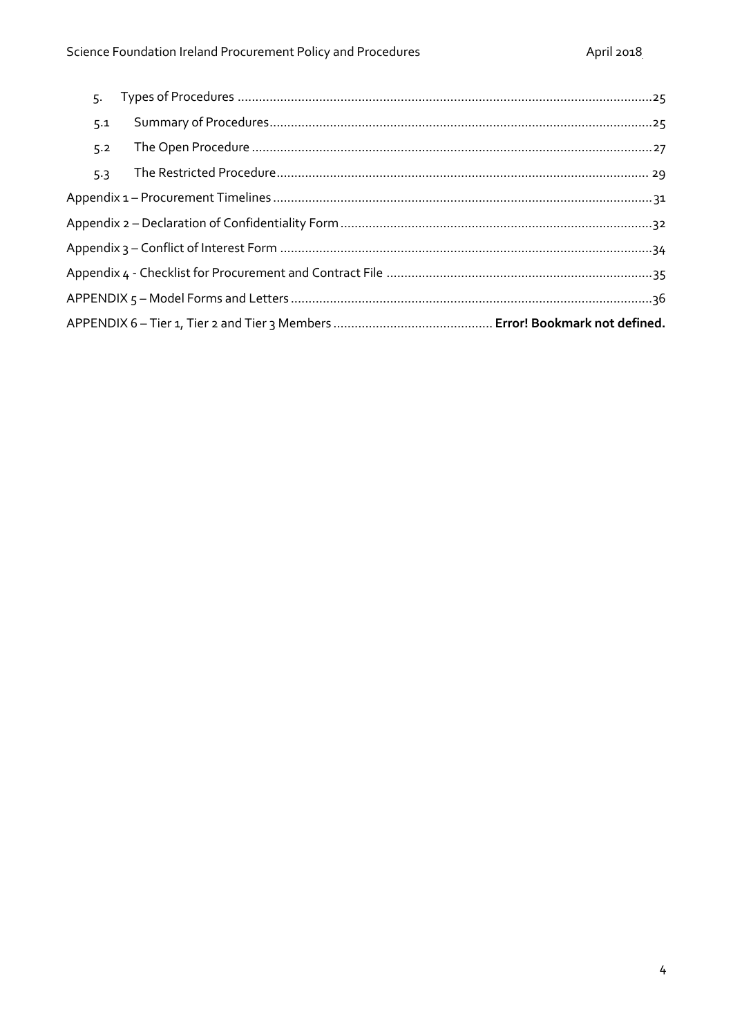5. Types of Procedures ....................................................................................................................25

5.1 Summary of Procedures...........................................................................................................25

5.2 The Open Procedure ................................................................................................................27

5.3 The Restricted Procedure........................................................................................................ 29

Appendix 1 – Procurement Timelines ..........................................................................................................31

Appendix 2 – Declaration of Confidentiality Form .......................................................................................32

Appendix 3 – Conflict of Interest Form ........................................................................................................34

Appendix 4 - Checklist for Procurement and Contract File ..........................................................................35

APPENDIX 5 – Model Forms and Letters .....................................................................................................36

APPENDIX 6 – Tier 1, Tier 2 and Tier 3 Members ............................................ **Error! Bookmark not defined.**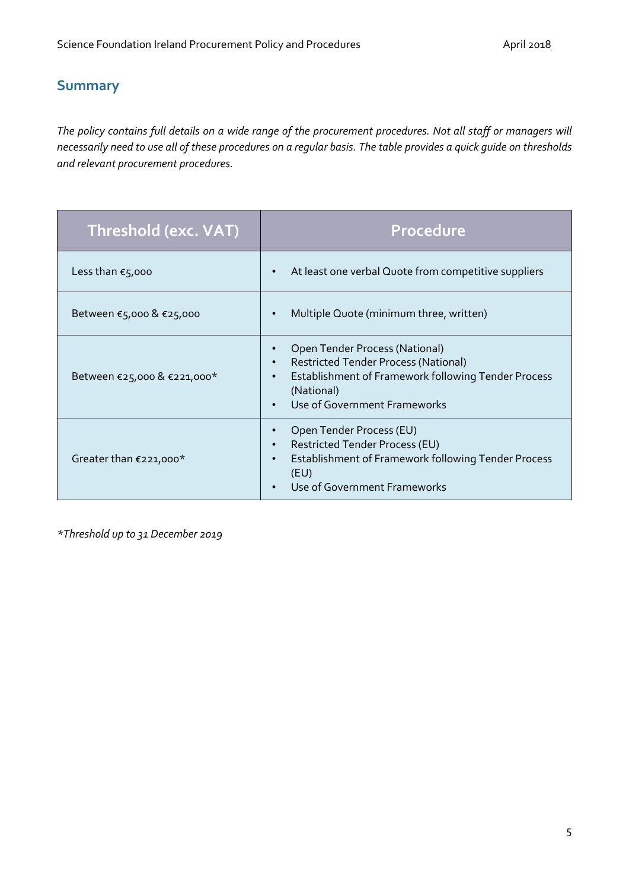## Summary

*The policy contains full details on a wide range of the procurement procedures. Not all staff or managers will necessarily need to use all of these procedures on a regular basis. The table provides a quick guide on thresholds and relevant procurement procedures.*

| Threshold (exc. VAT) | Procedure |
|---|---|
| Less than €5,000 | • At least one verbal Quote from competitive suppliers |
| Between €5,000 & €25,000 | • Multiple Quote (minimum three, written) |
| Between €25,000 & €221,000* | • Open Tender Process (National)<br>• Restricted Tender Process (National)<br>• Establishment of Framework following Tender Process (National)<br>• Use of Government Frameworks |
| Greater than €221,000* | • Open Tender Process (EU)<br>• Restricted Tender Process (EU)<br>• Establishment of Framework following Tender Process (EU)<br>• Use of Government Frameworks |

**Threshold up to 31 December 2019*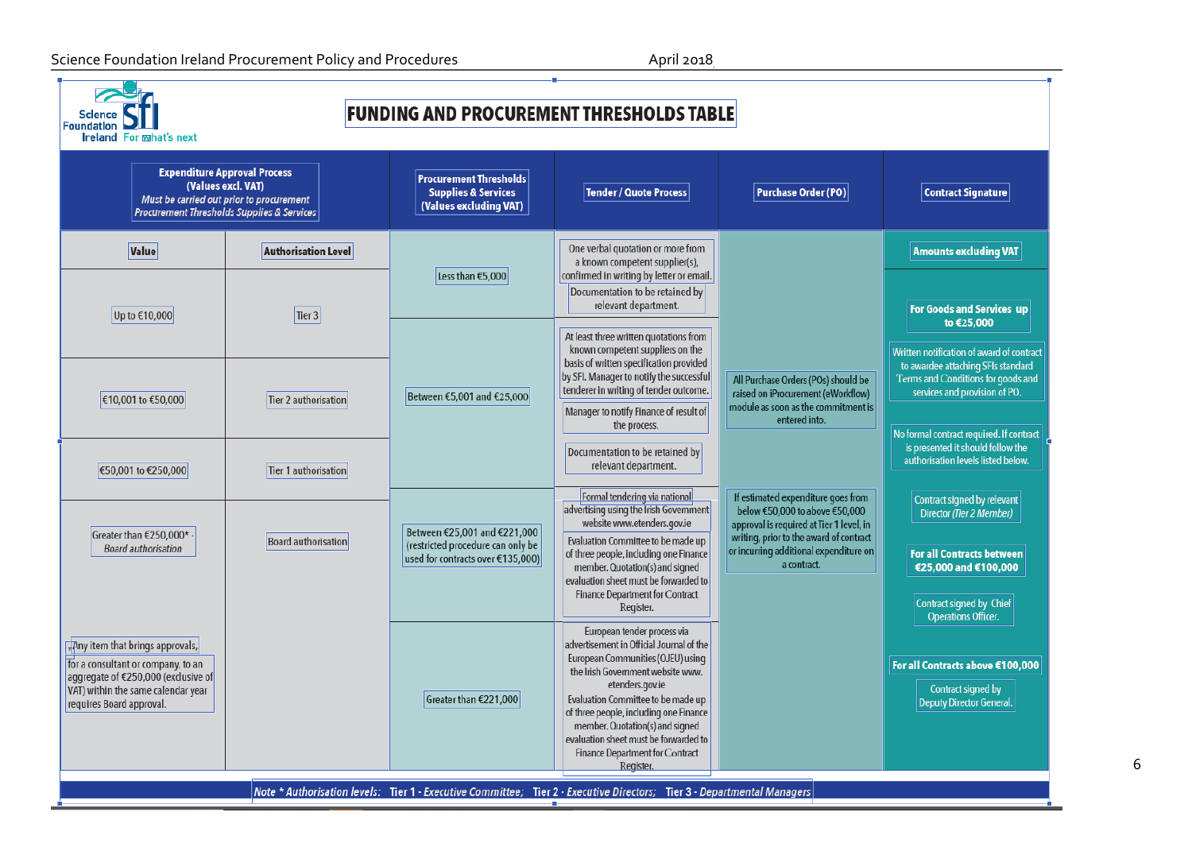# FUNDING AND PROCUREMENT THRESHOLDS TABLE

**Expenditure Approval Process (Values excl. VAT)**
*Must be carried out prior to procurement Procurement Thresholds Supplies & Services*

| Value | Authorisation Level |
|---|---|
| Up to €10,000 | Tier 3 |
| €10,001 to €50,000 | Tier 2 authorisation |
| €50,001 to €250,000 | Tier 1 authorisation |
| Greater than €250,000* - *Board authorisation* | Board authorisation |

*Any item that brings approvals, for a consultant or company, to an aggregate of €250,000 (exclusive of VAT) within the same calendar year requires Board approval.

| Procurement Thresholds Supplies & Services (Values excluding VAT) | Tender / Quote Process | Purchase Order (PO) |
|---|---|---|
| Less than €5,000 | One verbal quotation or more from a known competent supplier(s), confirmed in writing by letter or email. Documentation to be retained by relevant department. | All Purchase Orders (POs) should be raised on iProcurement (eWorkflow) module as soon as the commitment is entered into. |
| Between €5,001 and €25,000 | At least three written quotations from known competent suppliers on the basis of written specification provided by SFI. Manager to notify the successful tenderer in writing of tender outcome. Manager to notify Finance of result of the process. Documentation to be retained by relevant department. | |
| Between €25,001 and €221,000 (restricted procedure can only be used for contracts over €135,000) | Formal tendering via national advertising using the Irish Government website www.etenders.gov.ie Evaluation Committee to be made up of three people, including one Finance member. Quotation(s) and signed evaluation sheet must be forwarded to Finance Department for Contract Register. | If estimated expenditure goes from below €50,000 to above €50,000 approval is required at Tier 1 level, in writing, prior to the award of contract or incurring additional expenditure on a contract. |
| Greater than €221,000 | European tender process via advertisement in Official Journal of the European Communities (OJEU) using the Irish Government website www. etenders.gov.ie Evaluation Committee to be made up of three people, including one Finance member. Quotation(s) and signed evaluation sheet must be forwarded to Finance Department for Contract Register. | |

**Contract Signature**

**Amounts excluding VAT**

**For Goods and Services up to €25,000**

Written notification of award of contract to awardee attaching SFIs standard Terms and Conditions for goods and services and provision of PO.

No formal contract required. If contract is presented it should follow the authorisation levels listed below.

Contract signed by relevant Director *(Tier 2 Member)*

**For all Contracts between €25,000 and €100,000**

Contract signed by Chief Operations Officer.

**For all Contracts above €100,000**

Contract signed by Deputy Director General.

*Note * Authorisation levels:* **Tier 1** - *Executive Committee;* **Tier 2** - *Executive Directors;* **Tier 3** - *Departmental Managers*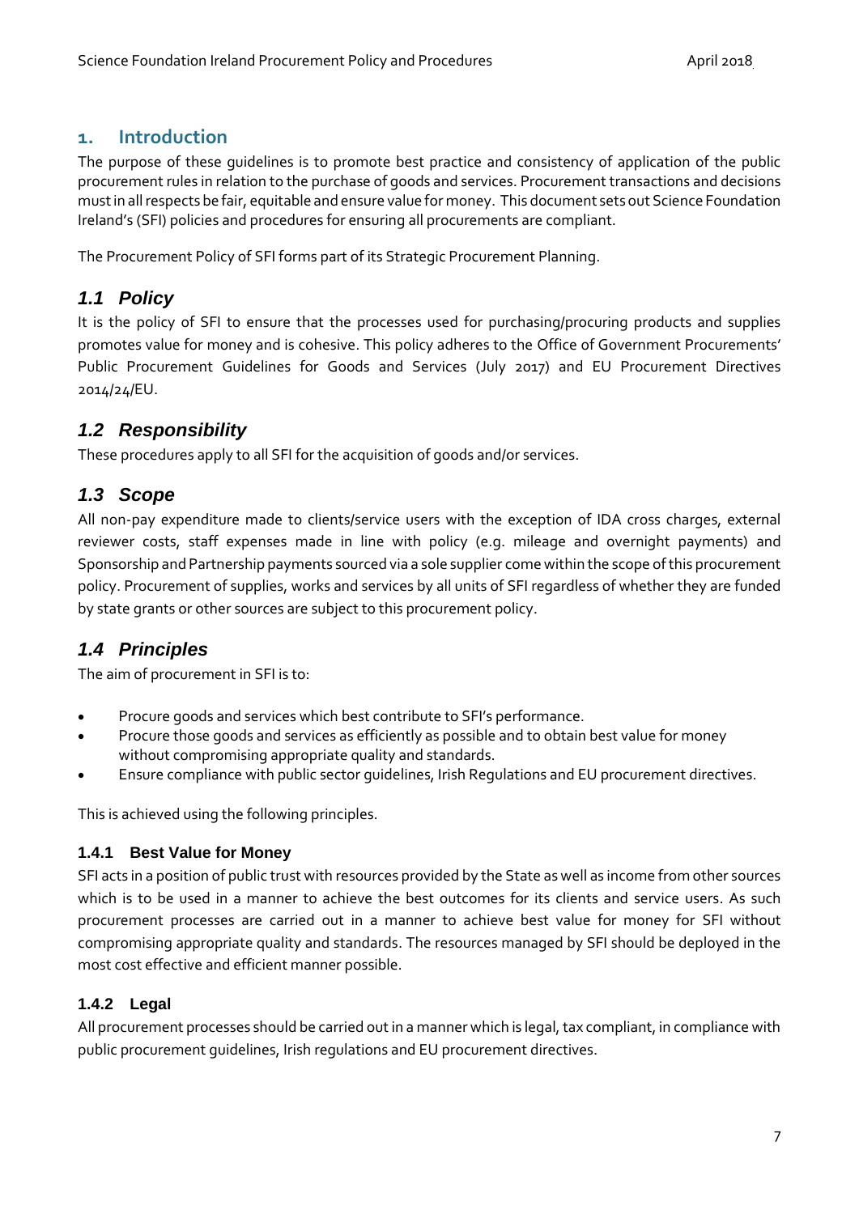## 1. Introduction

The purpose of these guidelines is to promote best practice and consistency of application of the public procurement rules in relation to the purchase of goods and services. Procurement transactions and decisions must in all respects be fair, equitable and ensure value for money. This document sets out Science Foundation Ireland's (SFI) policies and procedures for ensuring all procurements are compliant.

The Procurement Policy of SFI forms part of its Strategic Procurement Planning.

### *1.1 Policy*

It is the policy of SFI to ensure that the processes used for purchasing/procuring products and supplies promotes value for money and is cohesive. This policy adheres to the Office of Government Procurements' Public Procurement Guidelines for Goods and Services (July 2017) and EU Procurement Directives 2014/24/EU.

### *1.2 Responsibility*

These procedures apply to all SFI for the acquisition of goods and/or services.

### *1.3 Scope*

All non-pay expenditure made to clients/service users with the exception of IDA cross charges, external reviewer costs, staff expenses made in line with policy (e.g. mileage and overnight payments) and Sponsorship and Partnership payments sourced via a sole supplier come within the scope of this procurement policy. Procurement of supplies, works and services by all units of SFI regardless of whether they are funded by state grants or other sources are subject to this procurement policy.

### *1.4 Principles*

The aim of procurement in SFI is to:

- Procure goods and services which best contribute to SFI's performance.
- Procure those goods and services as efficiently as possible and to obtain best value for money without compromising appropriate quality and standards.
- Ensure compliance with public sector guidelines, Irish Regulations and EU procurement directives.

This is achieved using the following principles.

#### 1.4.1 Best Value for Money

SFI acts in a position of public trust with resources provided by the State as well as income from other sources which is to be used in a manner to achieve the best outcomes for its clients and service users. As such procurement processes are carried out in a manner to achieve best value for money for SFI without compromising appropriate quality and standards. The resources managed by SFI should be deployed in the most cost effective and efficient manner possible.

#### 1.4.2 Legal

All procurement processes should be carried out in a manner which is legal, tax compliant, in compliance with public procurement guidelines, Irish regulations and EU procurement directives.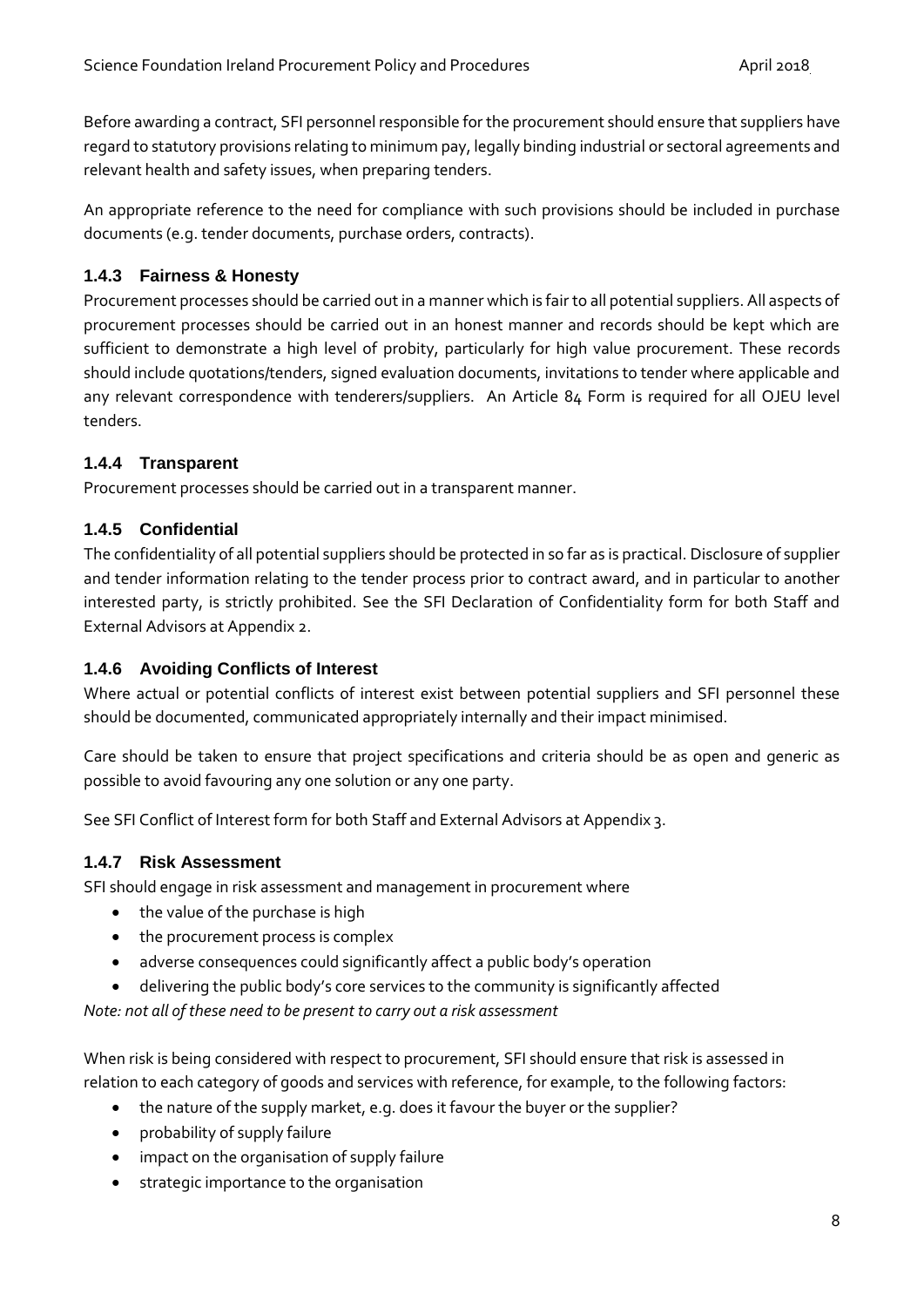Before awarding a contract, SFI personnel responsible for the procurement should ensure that suppliers have regard to statutory provisions relating to minimum pay, legally binding industrial or sectoral agreements and relevant health and safety issues, when preparing tenders.

An appropriate reference to the need for compliance with such provisions should be included in purchase documents (e.g. tender documents, purchase orders, contracts).

### 1.4.3 Fairness & Honesty

Procurement processes should be carried out in a manner which is fair to all potential suppliers. All aspects of procurement processes should be carried out in an honest manner and records should be kept which are sufficient to demonstrate a high level of probity, particularly for high value procurement. These records should include quotations/tenders, signed evaluation documents, invitations to tender where applicable and any relevant correspondence with tenderers/suppliers. An Article 84 Form is required for all OJEU level tenders.

### 1.4.4 Transparent

Procurement processes should be carried out in a transparent manner.

### 1.4.5 Confidential

The confidentiality of all potential suppliers should be protected in so far as is practical. Disclosure of supplier and tender information relating to the tender process prior to contract award, and in particular to another interested party, is strictly prohibited. See the SFI Declaration of Confidentiality form for both Staff and External Advisors at Appendix 2.

### 1.4.6 Avoiding Conflicts of Interest

Where actual or potential conflicts of interest exist between potential suppliers and SFI personnel these should be documented, communicated appropriately internally and their impact minimised.

Care should be taken to ensure that project specifications and criteria should be as open and generic as possible to avoid favouring any one solution or any one party.

See SFI Conflict of Interest form for both Staff and External Advisors at Appendix 3.

### 1.4.7 Risk Assessment

SFI should engage in risk assessment and management in procurement where

- the value of the purchase is high
- the procurement process is complex
- adverse consequences could significantly affect a public body's operation
- delivering the public body's core services to the community is significantly affected

*Note: not all of these need to be present to carry out a risk assessment*

When risk is being considered with respect to procurement, SFI should ensure that risk is assessed in relation to each category of goods and services with reference, for example, to the following factors:

- the nature of the supply market, e.g. does it favour the buyer or the supplier?
- probability of supply failure
- impact on the organisation of supply failure
- strategic importance to the organisation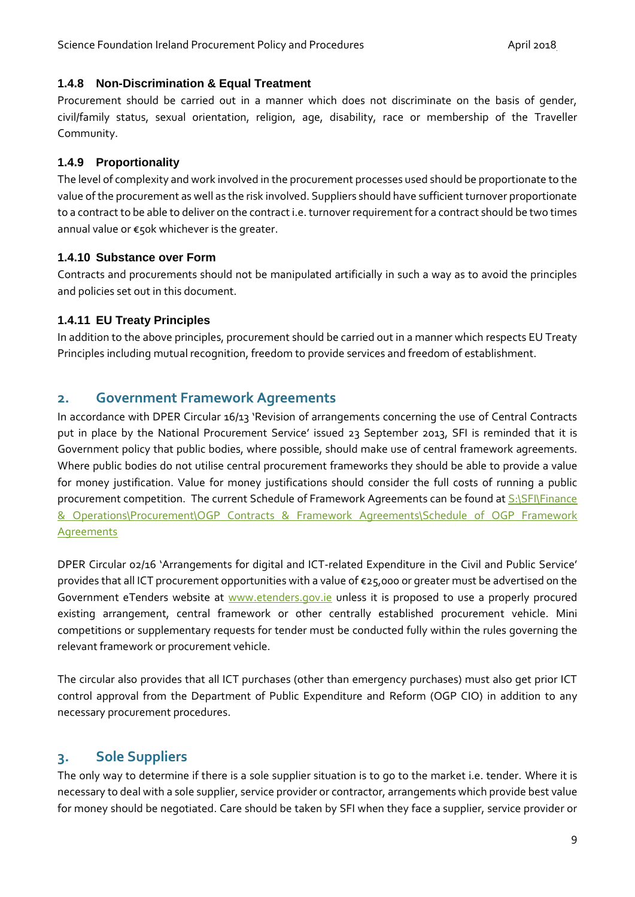### 1.4.8 Non-Discrimination & Equal Treatment

Procurement should be carried out in a manner which does not discriminate on the basis of gender, civil/family status, sexual orientation, religion, age, disability, race or membership of the Traveller Community.

### 1.4.9 Proportionality

The level of complexity and work involved in the procurement processes used should be proportionate to the value of the procurement as well as the risk involved. Suppliers should have sufficient turnover proportionate to a contract to be able to deliver on the contract i.e. turnover requirement for a contract should be two times annual value or €50k whichever is the greater.

### 1.4.10 Substance over Form

Contracts and procurements should not be manipulated artificially in such a way as to avoid the principles and policies set out in this document.

### 1.4.11 EU Treaty Principles

In addition to the above principles, procurement should be carried out in a manner which respects EU Treaty Principles including mutual recognition, freedom to provide services and freedom of establishment.

## 2. Government Framework Agreements

In accordance with DPER Circular 16/13 'Revision of arrangements concerning the use of Central Contracts put in place by the National Procurement Service' issued 23 September 2013, SFI is reminded that it is Government policy that public bodies, where possible, should make use of central framework agreements. Where public bodies do not utilise central procurement frameworks they should be able to provide a value for money justification. Value for money justifications should consider the full costs of running a public procurement competition. The current Schedule of Framework Agreements can be found at S:\SFI\Finance & Operations\Procurement\OGP Contracts & Framework Agreements\Schedule of OGP Framework Agreements

DPER Circular 02/16 'Arrangements for digital and ICT-related Expenditure in the Civil and Public Service' provides that all ICT procurement opportunities with a value of €25,000 or greater must be advertised on the Government eTenders website at www.etenders.gov.ie unless it is proposed to use a properly procured existing arrangement, central framework or other centrally established procurement vehicle. Mini competitions or supplementary requests for tender must be conducted fully within the rules governing the relevant framework or procurement vehicle.

The circular also provides that all ICT purchases (other than emergency purchases) must also get prior ICT control approval from the Department of Public Expenditure and Reform (OGP CIO) in addition to any necessary procurement procedures.

## 3. Sole Suppliers

The only way to determine if there is a sole supplier situation is to go to the market i.e. tender. Where it is necessary to deal with a sole supplier, service provider or contractor, arrangements which provide best value for money should be negotiated. Care should be taken by SFI when they face a supplier, service provider or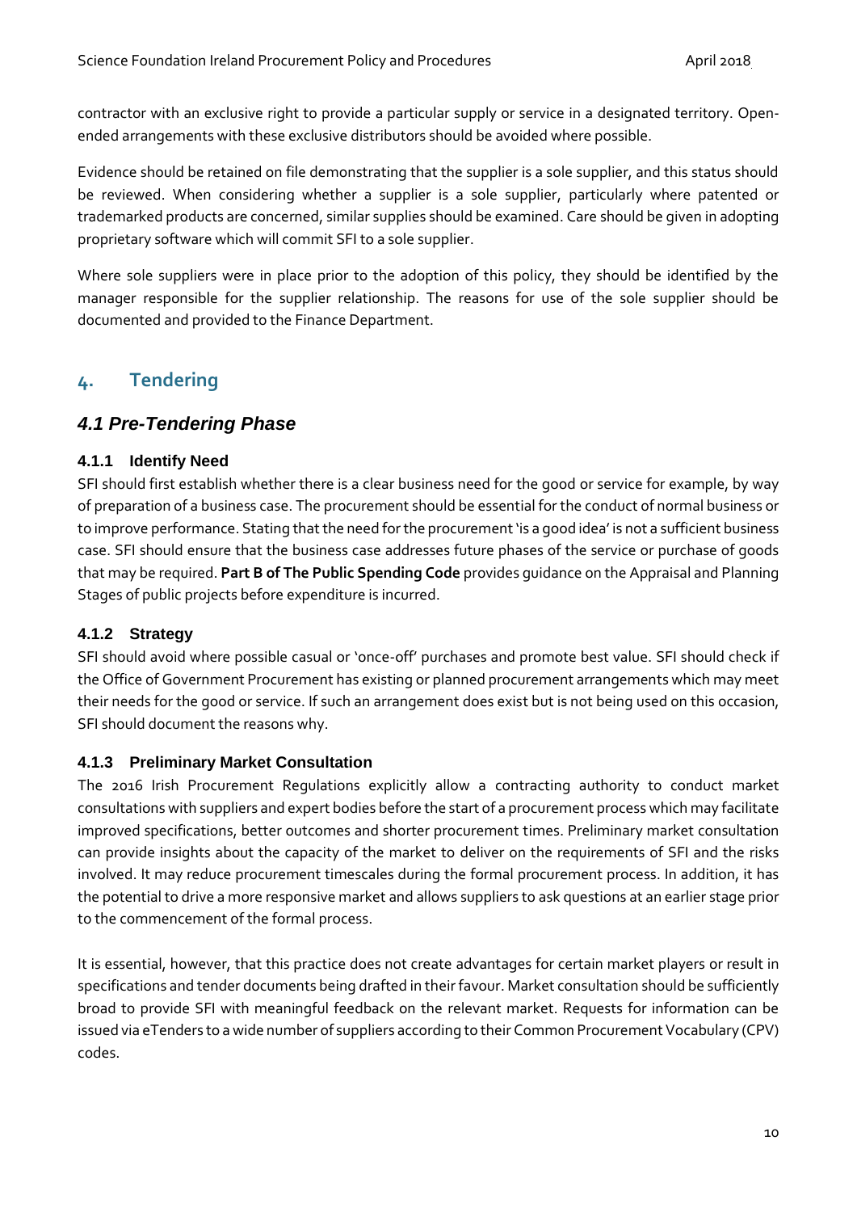contractor with an exclusive right to provide a particular supply or service in a designated territory. Open-ended arrangements with these exclusive distributors should be avoided where possible.

Evidence should be retained on file demonstrating that the supplier is a sole supplier, and this status should be reviewed. When considering whether a supplier is a sole supplier, particularly where patented or trademarked products are concerned, similar supplies should be examined. Care should be given in adopting proprietary software which will commit SFI to a sole supplier.

Where sole suppliers were in place prior to the adoption of this policy, they should be identified by the manager responsible for the supplier relationship. The reasons for use of the sole supplier should be documented and provided to the Finance Department.

# 4. Tendering

## *4.1 Pre-Tendering Phase*

### 4.1.1 Identify Need

SFI should first establish whether there is a clear business need for the good or service for example, by way of preparation of a business case. The procurement should be essential for the conduct of normal business or to improve performance. Stating that the need for the procurement 'is a good idea' is not a sufficient business case. SFI should ensure that the business case addresses future phases of the service or purchase of goods that may be required. **Part B of The Public Spending Code** provides guidance on the Appraisal and Planning Stages of public projects before expenditure is incurred.

### 4.1.2 Strategy

SFI should avoid where possible casual or 'once-off' purchases and promote best value. SFI should check if the Office of Government Procurement has existing or planned procurement arrangements which may meet their needs for the good or service. If such an arrangement does exist but is not being used on this occasion, SFI should document the reasons why.

### 4.1.3 Preliminary Market Consultation

The 2016 Irish Procurement Regulations explicitly allow a contracting authority to conduct market consultations with suppliers and expert bodies before the start of a procurement process which may facilitate improved specifications, better outcomes and shorter procurement times. Preliminary market consultation can provide insights about the capacity of the market to deliver on the requirements of SFI and the risks involved. It may reduce procurement timescales during the formal procurement process. In addition, it has the potential to drive a more responsive market and allows suppliers to ask questions at an earlier stage prior to the commencement of the formal process.

It is essential, however, that this practice does not create advantages for certain market players or result in specifications and tender documents being drafted in their favour. Market consultation should be sufficiently broad to provide SFI with meaningful feedback on the relevant market. Requests for information can be issued via eTenders to a wide number of suppliers according to their Common Procurement Vocabulary (CPV) codes.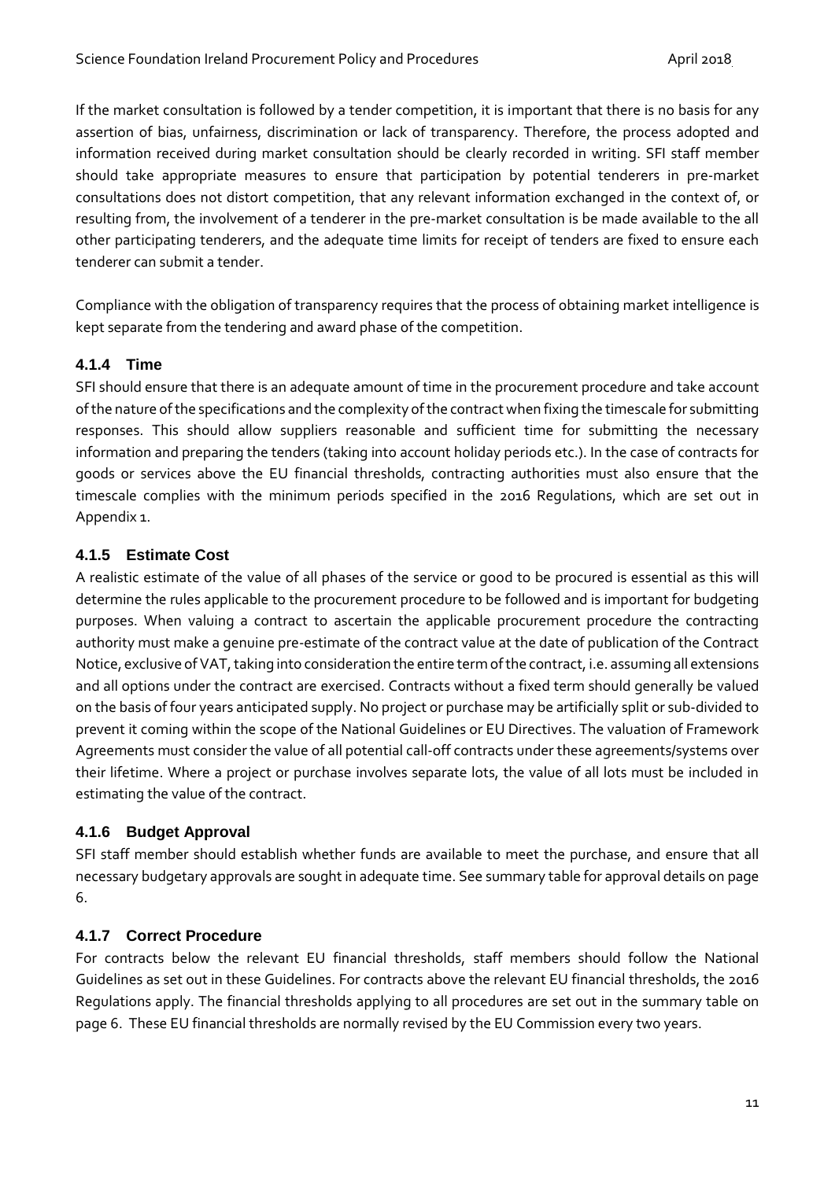If the market consultation is followed by a tender competition, it is important that there is no basis for any assertion of bias, unfairness, discrimination or lack of transparency. Therefore, the process adopted and information received during market consultation should be clearly recorded in writing. SFI staff member should take appropriate measures to ensure that participation by potential tenderers in pre-market consultations does not distort competition, that any relevant information exchanged in the context of, or resulting from, the involvement of a tenderer in the pre-market consultation is be made available to the all other participating tenderers, and the adequate time limits for receipt of tenders are fixed to ensure each tenderer can submit a tender.

Compliance with the obligation of transparency requires that the process of obtaining market intelligence is kept separate from the tendering and award phase of the competition.

### 4.1.4 Time

SFI should ensure that there is an adequate amount of time in the procurement procedure and take account of the nature of the specifications and the complexity of the contract when fixing the timescale for submitting responses. This should allow suppliers reasonable and sufficient time for submitting the necessary information and preparing the tenders (taking into account holiday periods etc.). In the case of contracts for goods or services above the EU financial thresholds, contracting authorities must also ensure that the timescale complies with the minimum periods specified in the 2016 Regulations, which are set out in Appendix 1.

### 4.1.5 Estimate Cost

A realistic estimate of the value of all phases of the service or good to be procured is essential as this will determine the rules applicable to the procurement procedure to be followed and is important for budgeting purposes. When valuing a contract to ascertain the applicable procurement procedure the contracting authority must make a genuine pre-estimate of the contract value at the date of publication of the Contract Notice, exclusive of VAT, taking into consideration the entire term of the contract, i.e. assuming all extensions and all options under the contract are exercised. Contracts without a fixed term should generally be valued on the basis of four years anticipated supply. No project or purchase may be artificially split or sub-divided to prevent it coming within the scope of the National Guidelines or EU Directives. The valuation of Framework Agreements must consider the value of all potential call-off contracts under these agreements/systems over their lifetime. Where a project or purchase involves separate lots, the value of all lots must be included in estimating the value of the contract.

### 4.1.6 Budget Approval

SFI staff member should establish whether funds are available to meet the purchase, and ensure that all necessary budgetary approvals are sought in adequate time. See summary table for approval details on page 6.

### 4.1.7 Correct Procedure

For contracts below the relevant EU financial thresholds, staff members should follow the National Guidelines as set out in these Guidelines. For contracts above the relevant EU financial thresholds, the 2016 Regulations apply. The financial thresholds applying to all procedures are set out in the summary table on page 6. These EU financial thresholds are normally revised by the EU Commission every two years.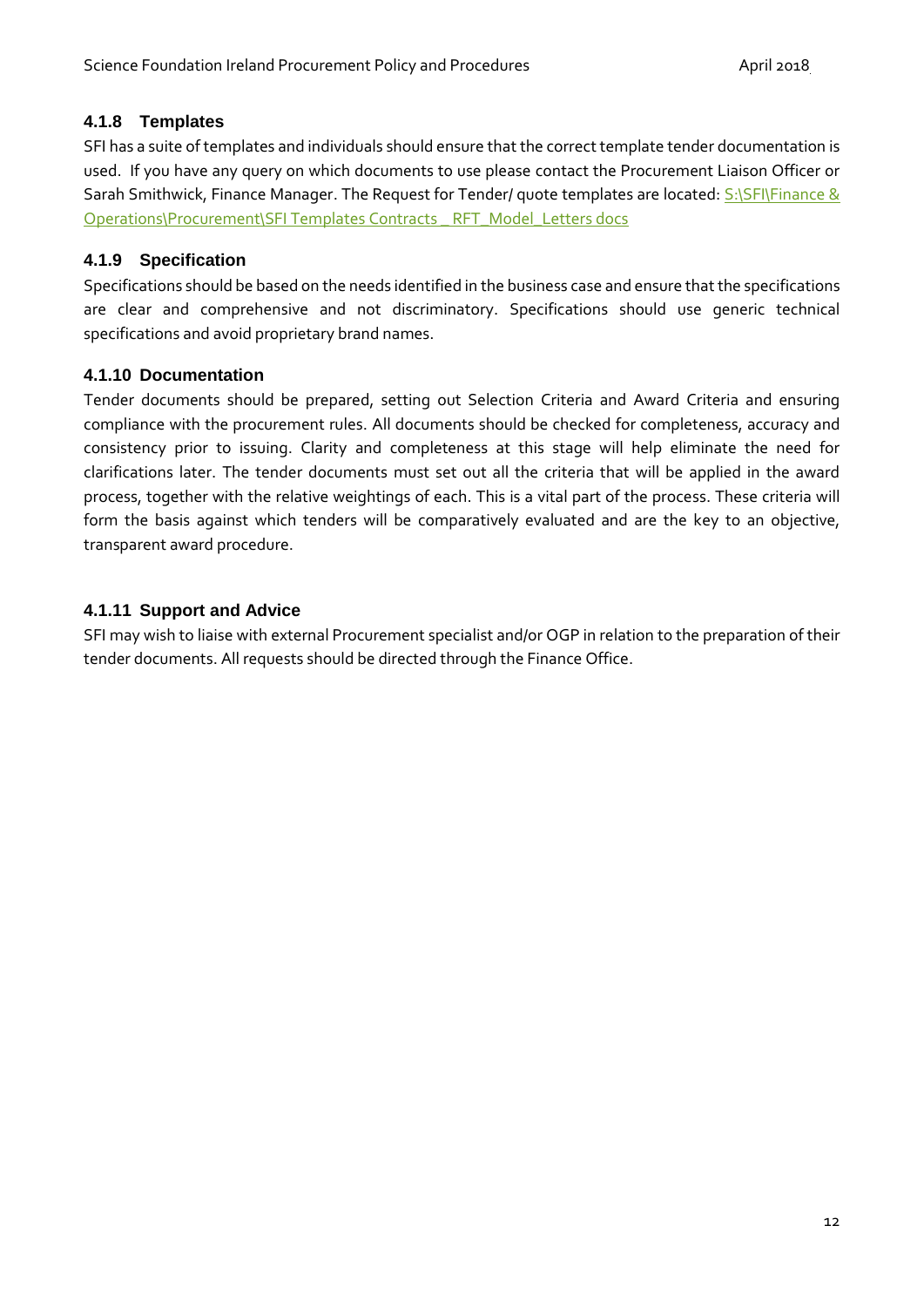### 4.1.8 Templates

SFI has a suite of templates and individuals should ensure that the correct template tender documentation is used. If you have any query on which documents to use please contact the Procurement Liaison Officer or Sarah Smithwick, Finance Manager. The Request for Tender/ quote templates are located: S:\SFI\Finance & Operations\Procurement\SFI Templates Contracts _ RFT_Model_Letters docs

### 4.1.9 Specification

Specifications should be based on the needs identified in the business case and ensure that the specifications are clear and comprehensive and not discriminatory. Specifications should use generic technical specifications and avoid proprietary brand names.

### 4.1.10 Documentation

Tender documents should be prepared, setting out Selection Criteria and Award Criteria and ensuring compliance with the procurement rules. All documents should be checked for completeness, accuracy and consistency prior to issuing. Clarity and completeness at this stage will help eliminate the need for clarifications later. The tender documents must set out all the criteria that will be applied in the award process, together with the relative weightings of each. This is a vital part of the process. These criteria will form the basis against which tenders will be comparatively evaluated and are the key to an objective, transparent award procedure.

### 4.1.11 Support and Advice

SFI may wish to liaise with external Procurement specialist and/or OGP in relation to the preparation of their tender documents. All requests should be directed through the Finance Office.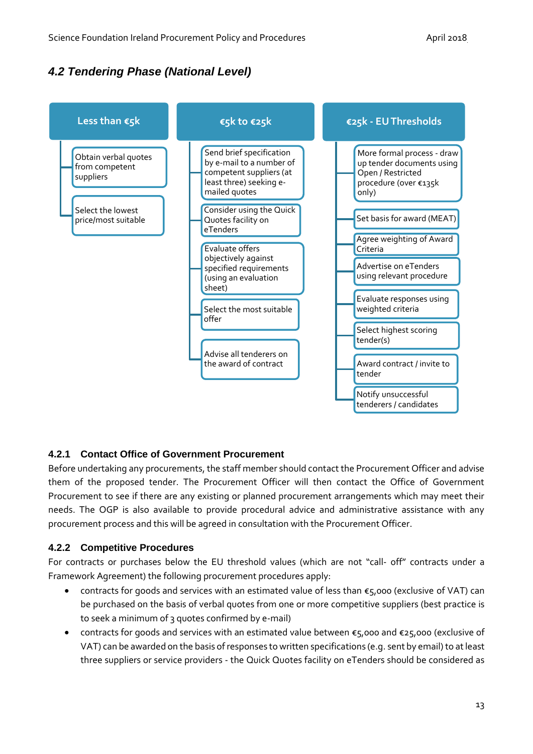## *4.2 Tendering Phase (National Level)*

**Less than €5k**

- Obtain verbal quotes from competent suppliers
- Select the lowest price/most suitable

**€5k to €25k**

- Send brief specification by e-mail to a number of competent suppliers (at least three) seeking e-mailed quotes
- Consider using the Quick Quotes facility on eTenders
- Evaluate offers objectively against specified requirements (using an evaluation sheet)
- Select the most suitable offer
- Advise all tenderers on the award of contract

**€25k - EU Thresholds**

- More formal process - draw up tender documents using Open / Restricted procedure (over €135k only)
- Set basis for award (MEAT)
- Agree weighting of Award Criteria
- Advertise on eTenders using relevant procedure
- Evaluate responses using weighted criteria
- Select highest scoring tender(s)
- Award contract / invite to tender
- Notify unsuccessful tenderers / candidates

### 4.2.1 Contact Office of Government Procurement

Before undertaking any procurements, the staff member should contact the Procurement Officer and advise them of the proposed tender. The Procurement Officer will then contact the Office of Government Procurement to see if there are any existing or planned procurement arrangements which may meet their needs. The OGP is also available to provide procedural advice and administrative assistance with any procurement process and this will be agreed in consultation with the Procurement Officer.

### 4.2.2 Competitive Procedures

For contracts or purchases below the EU threshold values (which are not "call- off" contracts under a Framework Agreement) the following procurement procedures apply:

- contracts for goods and services with an estimated value of less than €5,000 (exclusive of VAT) can be purchased on the basis of verbal quotes from one or more competitive suppliers (best practice is to seek a minimum of 3 quotes confirmed by e-mail)
- contracts for goods and services with an estimated value between €5,000 and €25,000 (exclusive of VAT) can be awarded on the basis of responses to written specifications (e.g. sent by email) to at least three suppliers or service providers - the Quick Quotes facility on eTenders should be considered as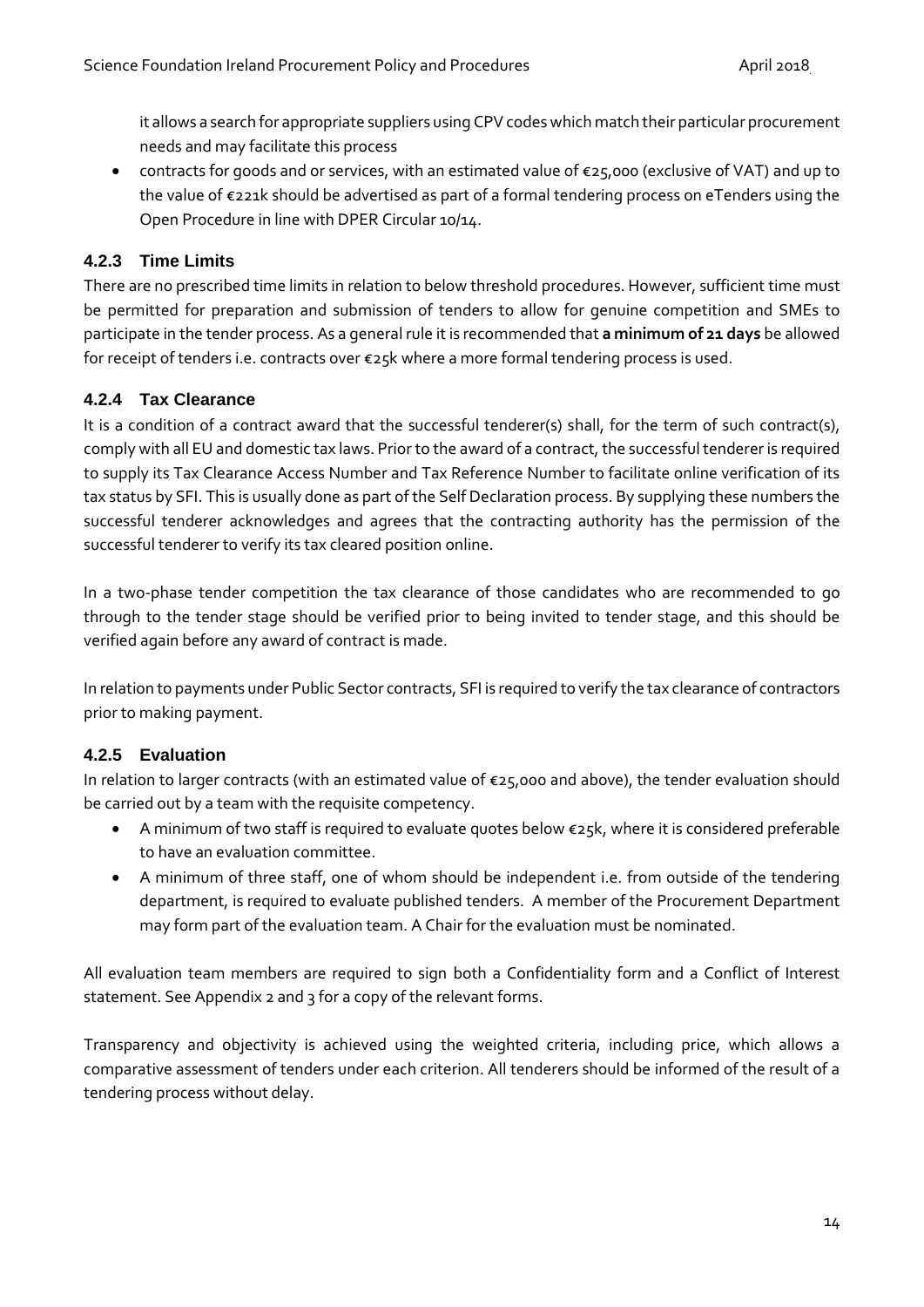it allows a search for appropriate suppliers using CPV codes which match their particular procurement needs and may facilitate this process

- contracts for goods and or services, with an estimated value of €25,000 (exclusive of VAT) and up to the value of €221k should be advertised as part of a formal tendering process on eTenders using the Open Procedure in line with DPER Circular 10/14.

### 4.2.3 Time Limits

There are no prescribed time limits in relation to below threshold procedures. However, sufficient time must be permitted for preparation and submission of tenders to allow for genuine competition and SMEs to participate in the tender process. As a general rule it is recommended that **a minimum of 21 days** be allowed for receipt of tenders i.e. contracts over €25k where a more formal tendering process is used.

### 4.2.4 Tax Clearance

It is a condition of a contract award that the successful tenderer(s) shall, for the term of such contract(s), comply with all EU and domestic tax laws. Prior to the award of a contract, the successful tenderer is required to supply its Tax Clearance Access Number and Tax Reference Number to facilitate online verification of its tax status by SFI. This is usually done as part of the Self Declaration process. By supplying these numbers the successful tenderer acknowledges and agrees that the contracting authority has the permission of the successful tenderer to verify its tax cleared position online.

In a two-phase tender competition the tax clearance of those candidates who are recommended to go through to the tender stage should be verified prior to being invited to tender stage, and this should be verified again before any award of contract is made.

In relation to payments under Public Sector contracts, SFI is required to verify the tax clearance of contractors prior to making payment.

### 4.2.5 Evaluation

In relation to larger contracts (with an estimated value of €25,000 and above), the tender evaluation should be carried out by a team with the requisite competency.

- A minimum of two staff is required to evaluate quotes below €25k, where it is considered preferable to have an evaluation committee.
- A minimum of three staff, one of whom should be independent i.e. from outside of the tendering department, is required to evaluate published tenders. A member of the Procurement Department may form part of the evaluation team. A Chair for the evaluation must be nominated.

All evaluation team members are required to sign both a Confidentiality form and a Conflict of Interest statement. See Appendix 2 and 3 for a copy of the relevant forms.

Transparency and objectivity is achieved using the weighted criteria, including price, which allows a comparative assessment of tenders under each criterion. All tenderers should be informed of the result of a tendering process without delay.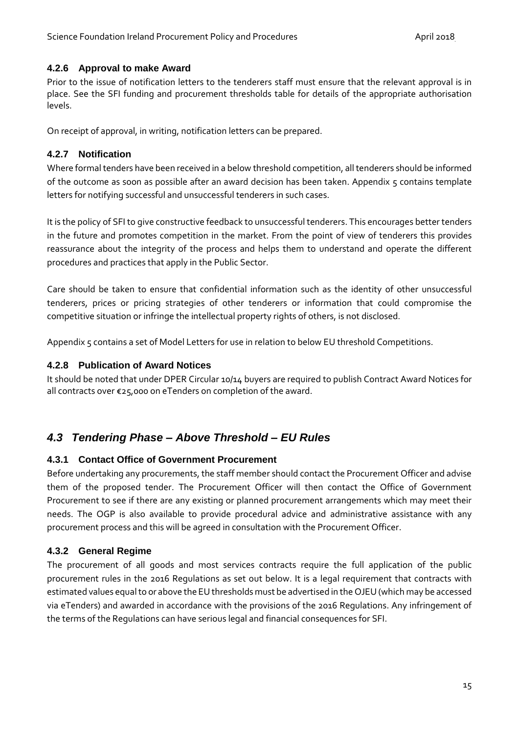#### 4.2.6 Approval to make Award

Prior to the issue of notification letters to the tenderers staff must ensure that the relevant approval is in place. See the SFI funding and procurement thresholds table for details of the appropriate authorisation levels.

On receipt of approval, in writing, notification letters can be prepared.

#### 4.2.7 Notification

Where formal tenders have been received in a below threshold competition, all tenderers should be informed of the outcome as soon as possible after an award decision has been taken. Appendix 5 contains template letters for notifying successful and unsuccessful tenderers in such cases.

It is the policy of SFI to give constructive feedback to unsuccessful tenderers. This encourages better tenders in the future and promotes competition in the market. From the point of view of tenderers this provides reassurance about the integrity of the process and helps them to understand and operate the different procedures and practices that apply in the Public Sector.

Care should be taken to ensure that confidential information such as the identity of other unsuccessful tenderers, prices or pricing strategies of other tenderers or information that could compromise the competitive situation or infringe the intellectual property rights of others, is not disclosed.

Appendix 5 contains a set of Model Letters for use in relation to below EU threshold Competitions.

#### 4.2.8 Publication of Award Notices

It should be noted that under DPER Circular 10/14 buyers are required to publish Contract Award Notices for all contracts over €25,000 on eTenders on completion of the award.

### *4.3 Tendering Phase – Above Threshold – EU Rules*

#### 4.3.1 Contact Office of Government Procurement

Before undertaking any procurements, the staff member should contact the Procurement Officer and advise them of the proposed tender. The Procurement Officer will then contact the Office of Government Procurement to see if there are any existing or planned procurement arrangements which may meet their needs. The OGP is also available to provide procedural advice and administrative assistance with any procurement process and this will be agreed in consultation with the Procurement Officer.

#### 4.3.2 General Regime

The procurement of all goods and most services contracts require the full application of the public procurement rules in the 2016 Regulations as set out below. It is a legal requirement that contracts with estimated values equal to or above the EU thresholds must be advertised in the OJEU (which may be accessed via eTenders) and awarded in accordance with the provisions of the 2016 Regulations. Any infringement of the terms of the Regulations can have serious legal and financial consequences for SFI.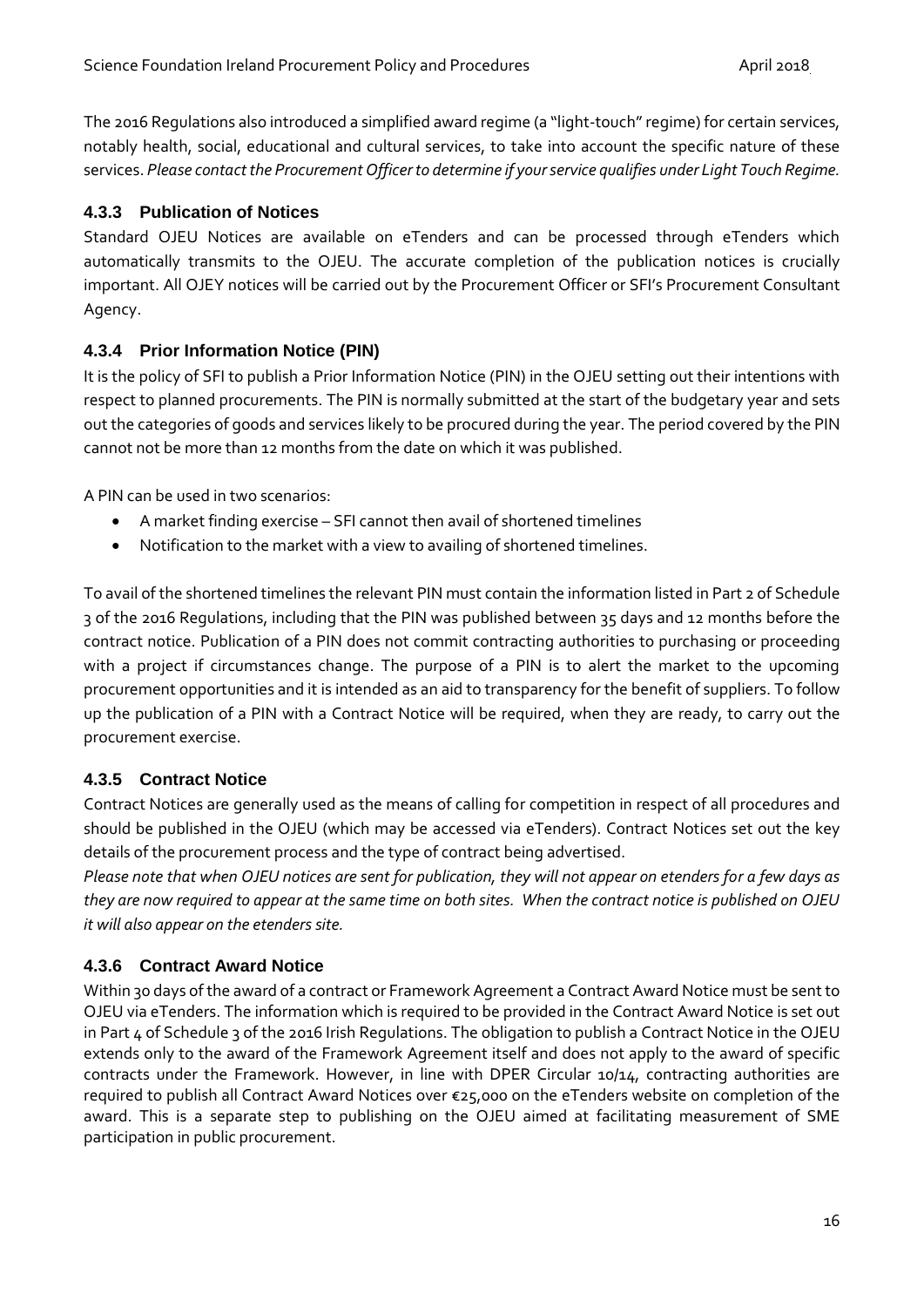The 2016 Regulations also introduced a simplified award regime (a "light-touch" regime) for certain services, notably health, social, educational and cultural services, to take into account the specific nature of these services. *Please contact the Procurement Officer to determine if your service qualifies under Light Touch Regime.*

### 4.3.3 Publication of Notices

Standard OJEU Notices are available on eTenders and can be processed through eTenders which automatically transmits to the OJEU. The accurate completion of the publication notices is crucially important. All OJEY notices will be carried out by the Procurement Officer or SFI's Procurement Consultant Agency.

### 4.3.4 Prior Information Notice (PIN)

It is the policy of SFI to publish a Prior Information Notice (PIN) in the OJEU setting out their intentions with respect to planned procurements. The PIN is normally submitted at the start of the budgetary year and sets out the categories of goods and services likely to be procured during the year. The period covered by the PIN cannot not be more than 12 months from the date on which it was published.

A PIN can be used in two scenarios:

- A market finding exercise – SFI cannot then avail of shortened timelines
- Notification to the market with a view to availing of shortened timelines.

To avail of the shortened timelines the relevant PIN must contain the information listed in Part 2 of Schedule 3 of the 2016 Regulations, including that the PIN was published between 35 days and 12 months before the contract notice. Publication of a PIN does not commit contracting authorities to purchasing or proceeding with a project if circumstances change. The purpose of a PIN is to alert the market to the upcoming procurement opportunities and it is intended as an aid to transparency for the benefit of suppliers. To follow up the publication of a PIN with a Contract Notice will be required, when they are ready, to carry out the procurement exercise.

### 4.3.5 Contract Notice

Contract Notices are generally used as the means of calling for competition in respect of all procedures and should be published in the OJEU (which may be accessed via eTenders). Contract Notices set out the key details of the procurement process and the type of contract being advertised.

*Please note that when OJEU notices are sent for publication, they will not appear on etenders for a few days as they are now required to appear at the same time on both sites. When the contract notice is published on OJEU it will also appear on the etenders site.*

### 4.3.6 Contract Award Notice

Within 30 days of the award of a contract or Framework Agreement a Contract Award Notice must be sent to OJEU via eTenders. The information which is required to be provided in the Contract Award Notice is set out in Part 4 of Schedule 3 of the 2016 Irish Regulations. The obligation to publish a Contract Notice in the OJEU extends only to the award of the Framework Agreement itself and does not apply to the award of specific contracts under the Framework. However, in line with DPER Circular 10/14, contracting authorities are required to publish all Contract Award Notices over €25,000 on the eTenders website on completion of the award. This is a separate step to publishing on the OJEU aimed at facilitating measurement of SME participation in public procurement.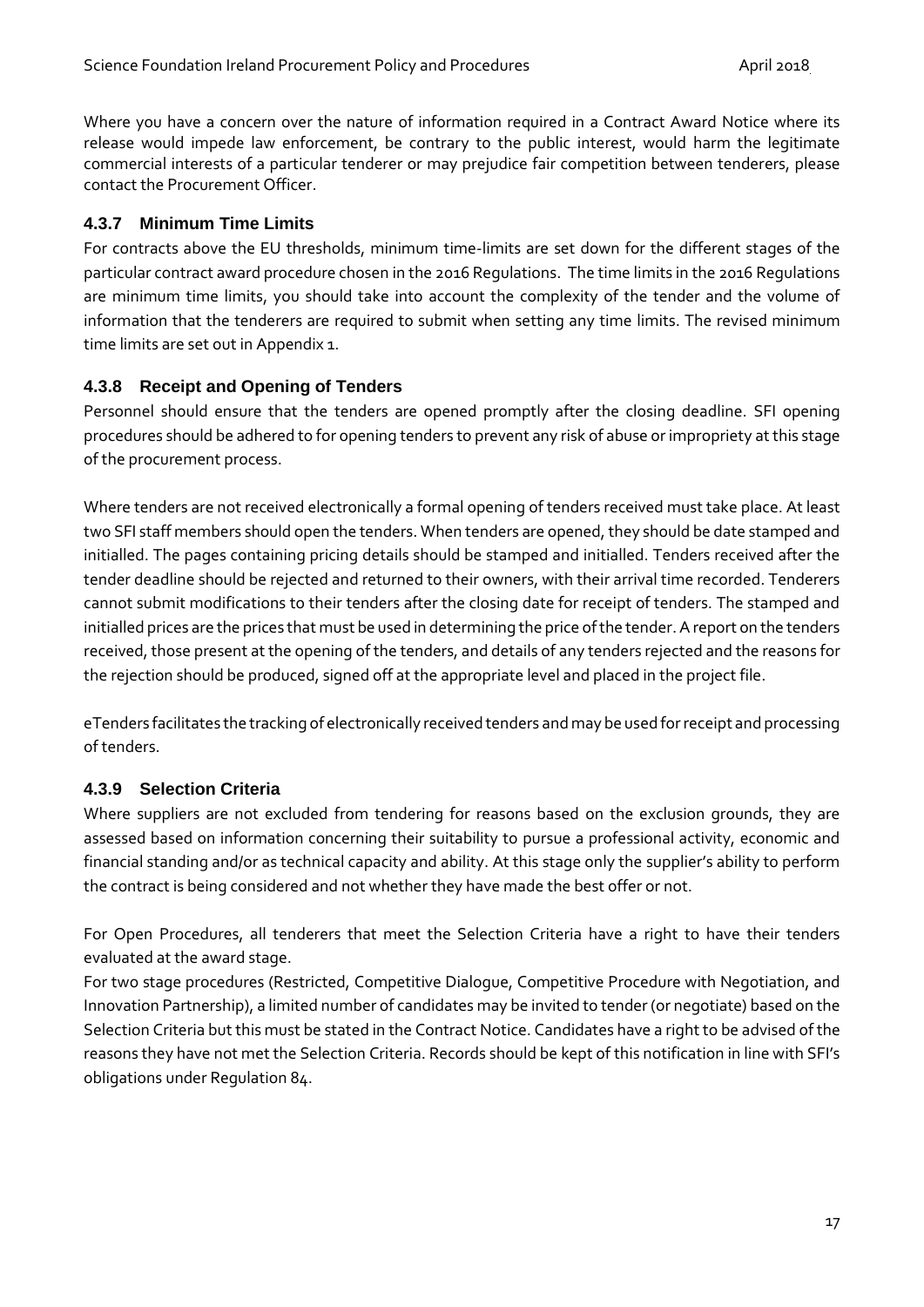Where you have a concern over the nature of information required in a Contract Award Notice where its release would impede law enforcement, be contrary to the public interest, would harm the legitimate commercial interests of a particular tenderer or may prejudice fair competition between tenderers, please contact the Procurement Officer.

#### 4.3.7 Minimum Time Limits

For contracts above the EU thresholds, minimum time-limits are set down for the different stages of the particular contract award procedure chosen in the 2016 Regulations. The time limits in the 2016 Regulations are minimum time limits, you should take into account the complexity of the tender and the volume of information that the tenderers are required to submit when setting any time limits. The revised minimum time limits are set out in Appendix 1.

#### 4.3.8 Receipt and Opening of Tenders

Personnel should ensure that the tenders are opened promptly after the closing deadline. SFI opening procedures should be adhered to for opening tenders to prevent any risk of abuse or impropriety at this stage of the procurement process.

Where tenders are not received electronically a formal opening of tenders received must take place. At least two SFI staff members should open the tenders. When tenders are opened, they should be date stamped and initialled. The pages containing pricing details should be stamped and initialled. Tenders received after the tender deadline should be rejected and returned to their owners, with their arrival time recorded. Tenderers cannot submit modifications to their tenders after the closing date for receipt of tenders. The stamped and initialled prices are the prices that must be used in determining the price of the tender. A report on the tenders received, those present at the opening of the tenders, and details of any tenders rejected and the reasons for the rejection should be produced, signed off at the appropriate level and placed in the project file.

eTenders facilitates the tracking of electronically received tenders and may be used for receipt and processing of tenders.

#### 4.3.9 Selection Criteria

Where suppliers are not excluded from tendering for reasons based on the exclusion grounds, they are assessed based on information concerning their suitability to pursue a professional activity, economic and financial standing and/or as technical capacity and ability. At this stage only the supplier's ability to perform the contract is being considered and not whether they have made the best offer or not.

For Open Procedures, all tenderers that meet the Selection Criteria have a right to have their tenders evaluated at the award stage.

For two stage procedures (Restricted, Competitive Dialogue, Competitive Procedure with Negotiation, and Innovation Partnership), a limited number of candidates may be invited to tender (or negotiate) based on the Selection Criteria but this must be stated in the Contract Notice. Candidates have a right to be advised of the reasons they have not met the Selection Criteria. Records should be kept of this notification in line with SFI's obligations under Regulation 84.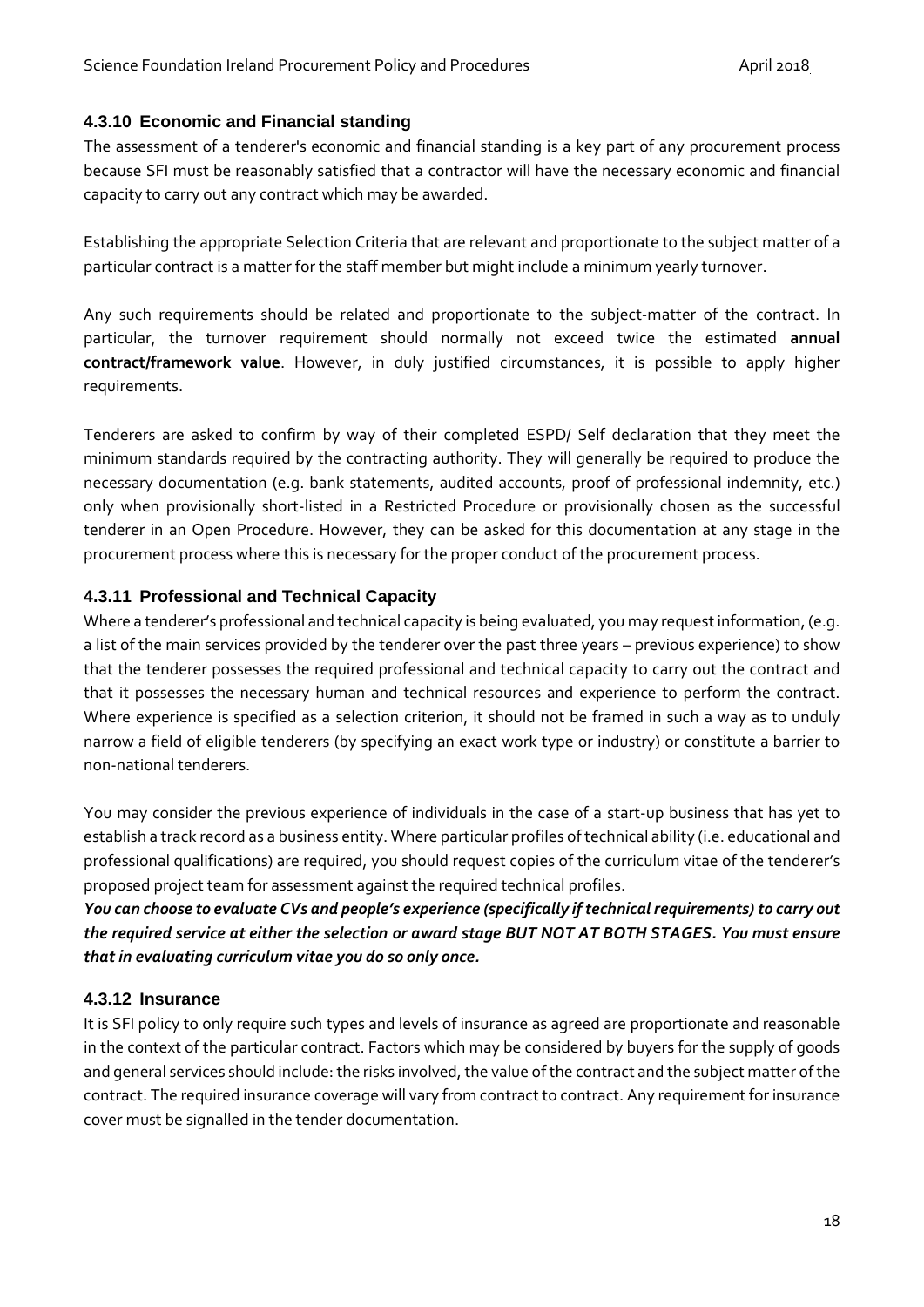### 4.3.10 Economic and Financial standing

The assessment of a tenderer's economic and financial standing is a key part of any procurement process because SFI must be reasonably satisfied that a contractor will have the necessary economic and financial capacity to carry out any contract which may be awarded.

Establishing the appropriate Selection Criteria that are relevant and proportionate to the subject matter of a particular contract is a matter for the staff member but might include a minimum yearly turnover.

Any such requirements should be related and proportionate to the subject-matter of the contract. In particular, the turnover requirement should normally not exceed twice the estimated **annual contract/framework value**. However, in duly justified circumstances, it is possible to apply higher requirements.

Tenderers are asked to confirm by way of their completed ESPD/ Self declaration that they meet the minimum standards required by the contracting authority. They will generally be required to produce the necessary documentation (e.g. bank statements, audited accounts, proof of professional indemnity, etc.) only when provisionally short-listed in a Restricted Procedure or provisionally chosen as the successful tenderer in an Open Procedure. However, they can be asked for this documentation at any stage in the procurement process where this is necessary for the proper conduct of the procurement process.

### 4.3.11 Professional and Technical Capacity

Where a tenderer's professional and technical capacity is being evaluated, you may request information, (e.g. a list of the main services provided by the tenderer over the past three years – previous experience) to show that the tenderer possesses the required professional and technical capacity to carry out the contract and that it possesses the necessary human and technical resources and experience to perform the contract. Where experience is specified as a selection criterion, it should not be framed in such a way as to unduly narrow a field of eligible tenderers (by specifying an exact work type or industry) or constitute a barrier to non-national tenderers.

You may consider the previous experience of individuals in the case of a start-up business that has yet to establish a track record as a business entity. Where particular profiles of technical ability (i.e. educational and professional qualifications) are required, you should request copies of the curriculum vitae of the tenderer's proposed project team for assessment against the required technical profiles.

***You can choose to evaluate CVs and people's experience (specifically if technical requirements) to carry out the required service at either the selection or award stage BUT NOT AT BOTH STAGES. You must ensure that in evaluating curriculum vitae you do so only once.***

### 4.3.12 Insurance

It is SFI policy to only require such types and levels of insurance as agreed are proportionate and reasonable in the context of the particular contract. Factors which may be considered by buyers for the supply of goods and general services should include: the risks involved, the value of the contract and the subject matter of the contract. The required insurance coverage will vary from contract to contract. Any requirement for insurance cover must be signalled in the tender documentation.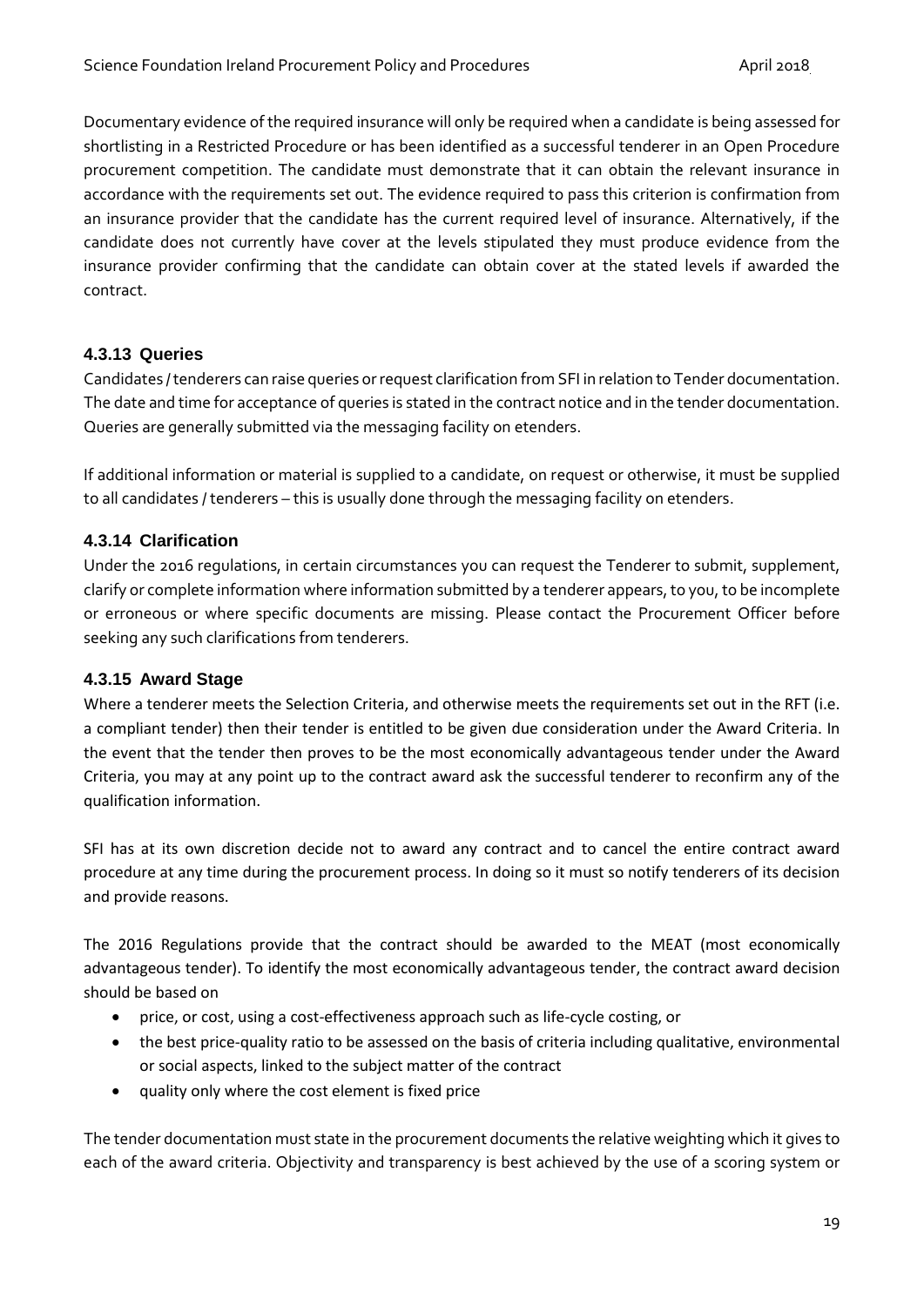Documentary evidence of the required insurance will only be required when a candidate is being assessed for shortlisting in a Restricted Procedure or has been identified as a successful tenderer in an Open Procedure procurement competition. The candidate must demonstrate that it can obtain the relevant insurance in accordance with the requirements set out. The evidence required to pass this criterion is confirmation from an insurance provider that the candidate has the current required level of insurance. Alternatively, if the candidate does not currently have cover at the levels stipulated they must produce evidence from the insurance provider confirming that the candidate can obtain cover at the stated levels if awarded the contract.

### 4.3.13 Queries

Candidates / tenderers can raise queries or request clarification from SFI in relation to Tender documentation. The date and time for acceptance of queries is stated in the contract notice and in the tender documentation. Queries are generally submitted via the messaging facility on etenders.

If additional information or material is supplied to a candidate, on request or otherwise, it must be supplied to all candidates / tenderers – this is usually done through the messaging facility on etenders.

### 4.3.14 Clarification

Under the 2016 regulations, in certain circumstances you can request the Tenderer to submit, supplement, clarify or complete information where information submitted by a tenderer appears, to you, to be incomplete or erroneous or where specific documents are missing. Please contact the Procurement Officer before seeking any such clarifications from tenderers.

### 4.3.15 Award Stage

Where a tenderer meets the Selection Criteria, and otherwise meets the requirements set out in the RFT (i.e. a compliant tender) then their tender is entitled to be given due consideration under the Award Criteria. In the event that the tender then proves to be the most economically advantageous tender under the Award Criteria, you may at any point up to the contract award ask the successful tenderer to reconfirm any of the qualification information.

SFI has at its own discretion decide not to award any contract and to cancel the entire contract award procedure at any time during the procurement process. In doing so it must so notify tenderers of its decision and provide reasons.

The 2016 Regulations provide that the contract should be awarded to the MEAT (most economically advantageous tender). To identify the most economically advantageous tender, the contract award decision should be based on

- price, or cost, using a cost-effectiveness approach such as life-cycle costing, or
- the best price-quality ratio to be assessed on the basis of criteria including qualitative, environmental or social aspects, linked to the subject matter of the contract
- quality only where the cost element is fixed price

The tender documentation must state in the procurement documents the relative weighting which it gives to each of the award criteria. Objectivity and transparency is best achieved by the use of a scoring system or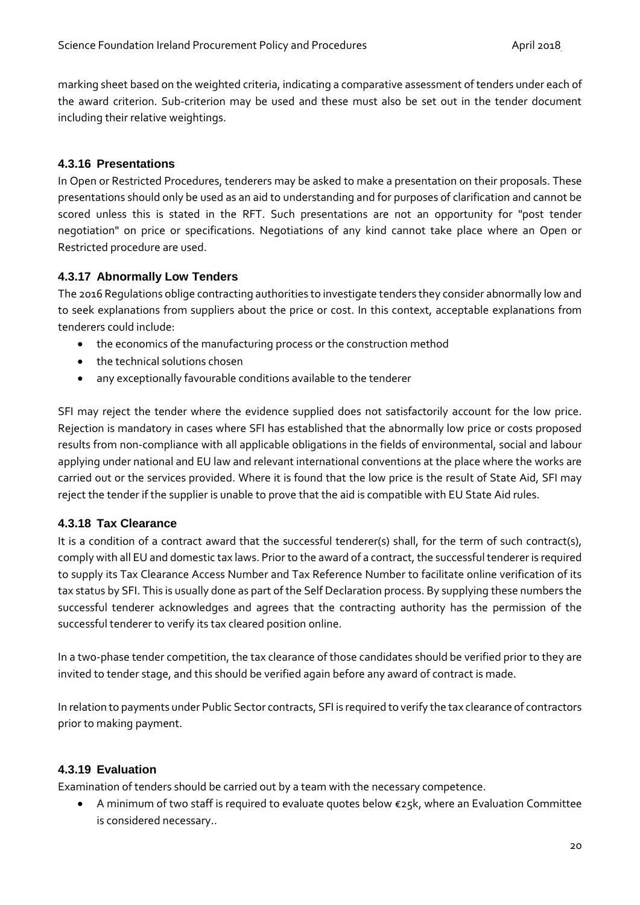marking sheet based on the weighted criteria, indicating a comparative assessment of tenders under each of the award criterion. Sub-criterion may be used and these must also be set out in the tender document including their relative weightings.

### 4.3.16 Presentations

In Open or Restricted Procedures, tenderers may be asked to make a presentation on their proposals. These presentations should only be used as an aid to understanding and for purposes of clarification and cannot be scored unless this is stated in the RFT. Such presentations are not an opportunity for "post tender negotiation" on price or specifications. Negotiations of any kind cannot take place where an Open or Restricted procedure are used.

### 4.3.17 Abnormally Low Tenders

The 2016 Regulations oblige contracting authorities to investigate tenders they consider abnormally low and to seek explanations from suppliers about the price or cost. In this context, acceptable explanations from tenderers could include:

- the economics of the manufacturing process or the construction method
- the technical solutions chosen
- any exceptionally favourable conditions available to the tenderer

SFI may reject the tender where the evidence supplied does not satisfactorily account for the low price. Rejection is mandatory in cases where SFI has established that the abnormally low price or costs proposed results from non-compliance with all applicable obligations in the fields of environmental, social and labour applying under national and EU law and relevant international conventions at the place where the works are carried out or the services provided. Where it is found that the low price is the result of State Aid, SFI may reject the tender if the supplier is unable to prove that the aid is compatible with EU State Aid rules.

### 4.3.18 Tax Clearance

It is a condition of a contract award that the successful tenderer(s) shall, for the term of such contract(s), comply with all EU and domestic tax laws. Prior to the award of a contract, the successful tenderer is required to supply its Tax Clearance Access Number and Tax Reference Number to facilitate online verification of its tax status by SFI. This is usually done as part of the Self Declaration process. By supplying these numbers the successful tenderer acknowledges and agrees that the contracting authority has the permission of the successful tenderer to verify its tax cleared position online.

In a two-phase tender competition, the tax clearance of those candidates should be verified prior to they are invited to tender stage, and this should be verified again before any award of contract is made.

In relation to payments under Public Sector contracts, SFI is required to verify the tax clearance of contractors prior to making payment.

### 4.3.19 Evaluation

Examination of tenders should be carried out by a team with the necessary competence.

- A minimum of two staff is required to evaluate quotes below €25k, where an Evaluation Committee is considered necessary..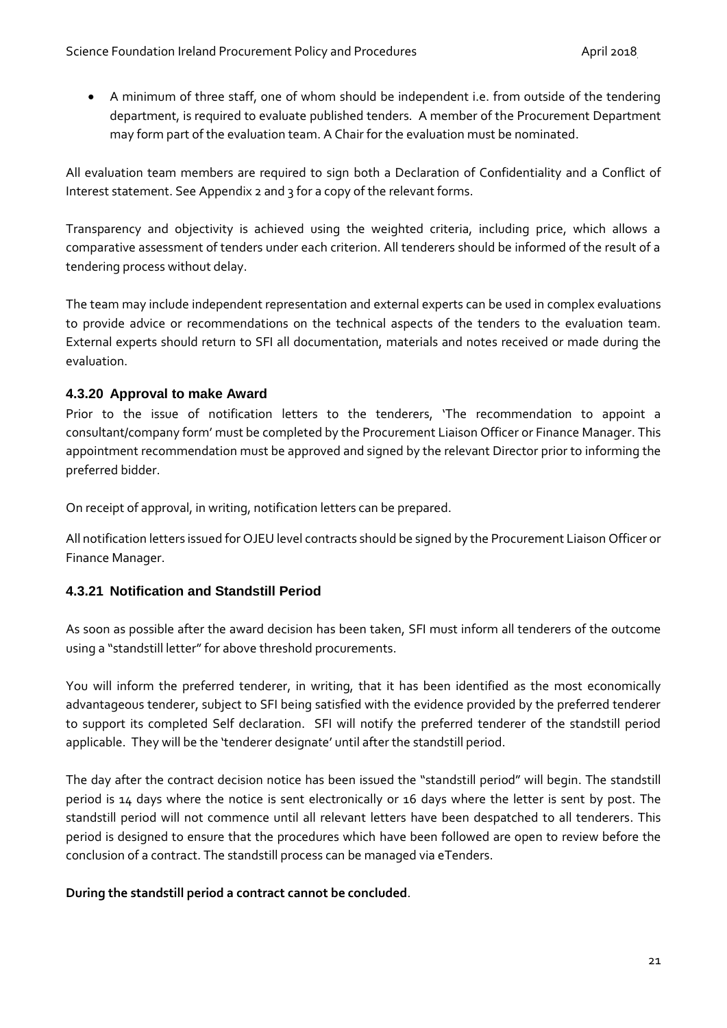- A minimum of three staff, one of whom should be independent i.e. from outside of the tendering department, is required to evaluate published tenders. A member of the Procurement Department may form part of the evaluation team. A Chair for the evaluation must be nominated.

All evaluation team members are required to sign both a Declaration of Confidentiality and a Conflict of Interest statement. See Appendix 2 and 3 for a copy of the relevant forms.

Transparency and objectivity is achieved using the weighted criteria, including price, which allows a comparative assessment of tenders under each criterion. All tenderers should be informed of the result of a tendering process without delay.

The team may include independent representation and external experts can be used in complex evaluations to provide advice or recommendations on the technical aspects of the tenders to the evaluation team. External experts should return to SFI all documentation, materials and notes received or made during the evaluation.

#### 4.3.20 Approval to make Award

Prior to the issue of notification letters to the tenderers, 'The recommendation to appoint a consultant/company form' must be completed by the Procurement Liaison Officer or Finance Manager. This appointment recommendation must be approved and signed by the relevant Director prior to informing the preferred bidder.

On receipt of approval, in writing, notification letters can be prepared.

All notification letters issued for OJEU level contracts should be signed by the Procurement Liaison Officer or Finance Manager.

#### 4.3.21 Notification and Standstill Period

As soon as possible after the award decision has been taken, SFI must inform all tenderers of the outcome using a "standstill letter" for above threshold procurements.

You will inform the preferred tenderer, in writing, that it has been identified as the most economically advantageous tenderer, subject to SFI being satisfied with the evidence provided by the preferred tenderer to support its completed Self declaration. SFI will notify the preferred tenderer of the standstill period applicable. They will be the 'tenderer designate' until after the standstill period.

The day after the contract decision notice has been issued the "standstill period" will begin. The standstill period is 14 days where the notice is sent electronically or 16 days where the letter is sent by post. The standstill period will not commence until all relevant letters have been despatched to all tenderers. This period is designed to ensure that the procedures which have been followed are open to review before the conclusion of a contract. The standstill process can be managed via eTenders.

**During the standstill period a contract cannot be concluded**.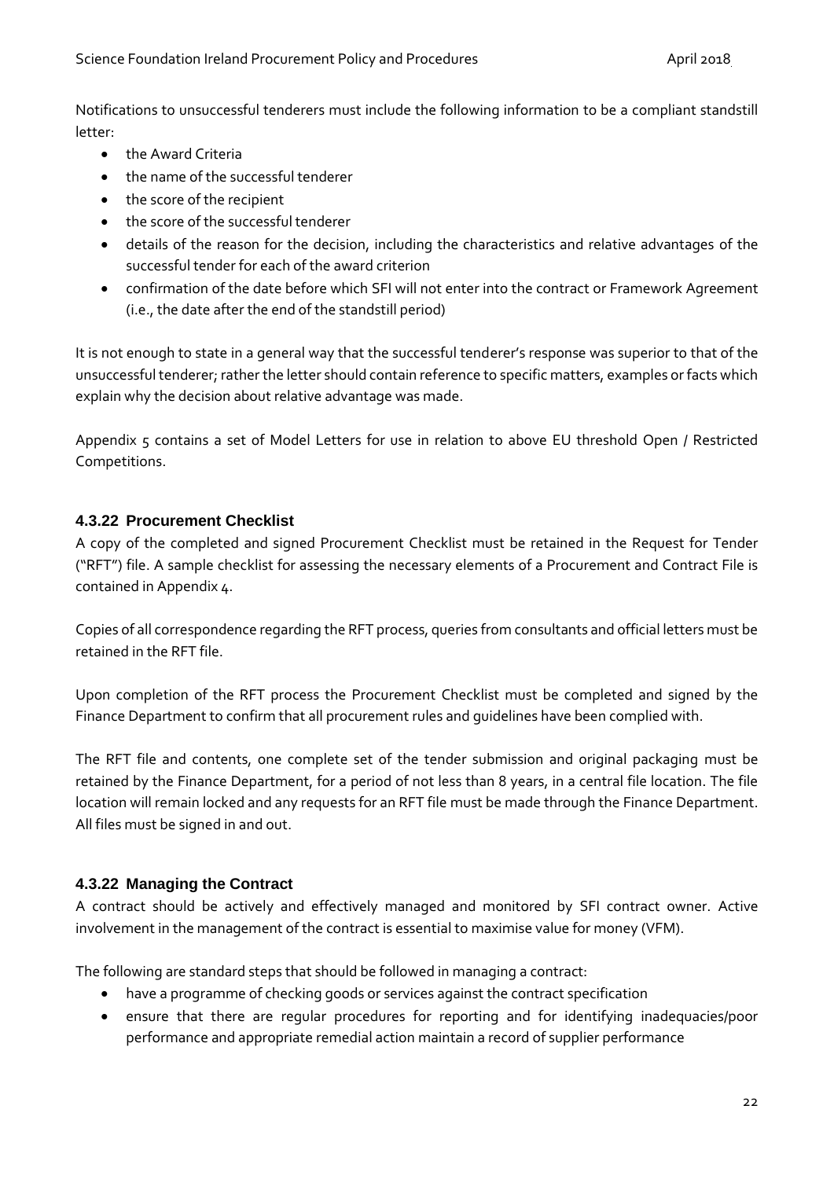Notifications to unsuccessful tenderers must include the following information to be a compliant standstill letter:

- the Award Criteria
- the name of the successful tenderer
- the score of the recipient
- the score of the successful tenderer
- details of the reason for the decision, including the characteristics and relative advantages of the successful tender for each of the award criterion
- confirmation of the date before which SFI will not enter into the contract or Framework Agreement (i.e., the date after the end of the standstill period)

It is not enough to state in a general way that the successful tenderer's response was superior to that of the unsuccessful tenderer; rather the letter should contain reference to specific matters, examples or facts which explain why the decision about relative advantage was made.

Appendix 5 contains a set of Model Letters for use in relation to above EU threshold Open / Restricted Competitions.

### 4.3.22 Procurement Checklist

A copy of the completed and signed Procurement Checklist must be retained in the Request for Tender ("RFT") file. A sample checklist for assessing the necessary elements of a Procurement and Contract File is contained in Appendix 4.

Copies of all correspondence regarding the RFT process, queries from consultants and official letters must be retained in the RFT file.

Upon completion of the RFT process the Procurement Checklist must be completed and signed by the Finance Department to confirm that all procurement rules and guidelines have been complied with.

The RFT file and contents, one complete set of the tender submission and original packaging must be retained by the Finance Department, for a period of not less than 8 years, in a central file location. The file location will remain locked and any requests for an RFT file must be made through the Finance Department. All files must be signed in and out.

### 4.3.22 Managing the Contract

A contract should be actively and effectively managed and monitored by SFI contract owner. Active involvement in the management of the contract is essential to maximise value for money (VFM).

The following are standard steps that should be followed in managing a contract:

- have a programme of checking goods or services against the contract specification
- ensure that there are regular procedures for reporting and for identifying inadequacies/poor performance and appropriate remedial action maintain a record of supplier performance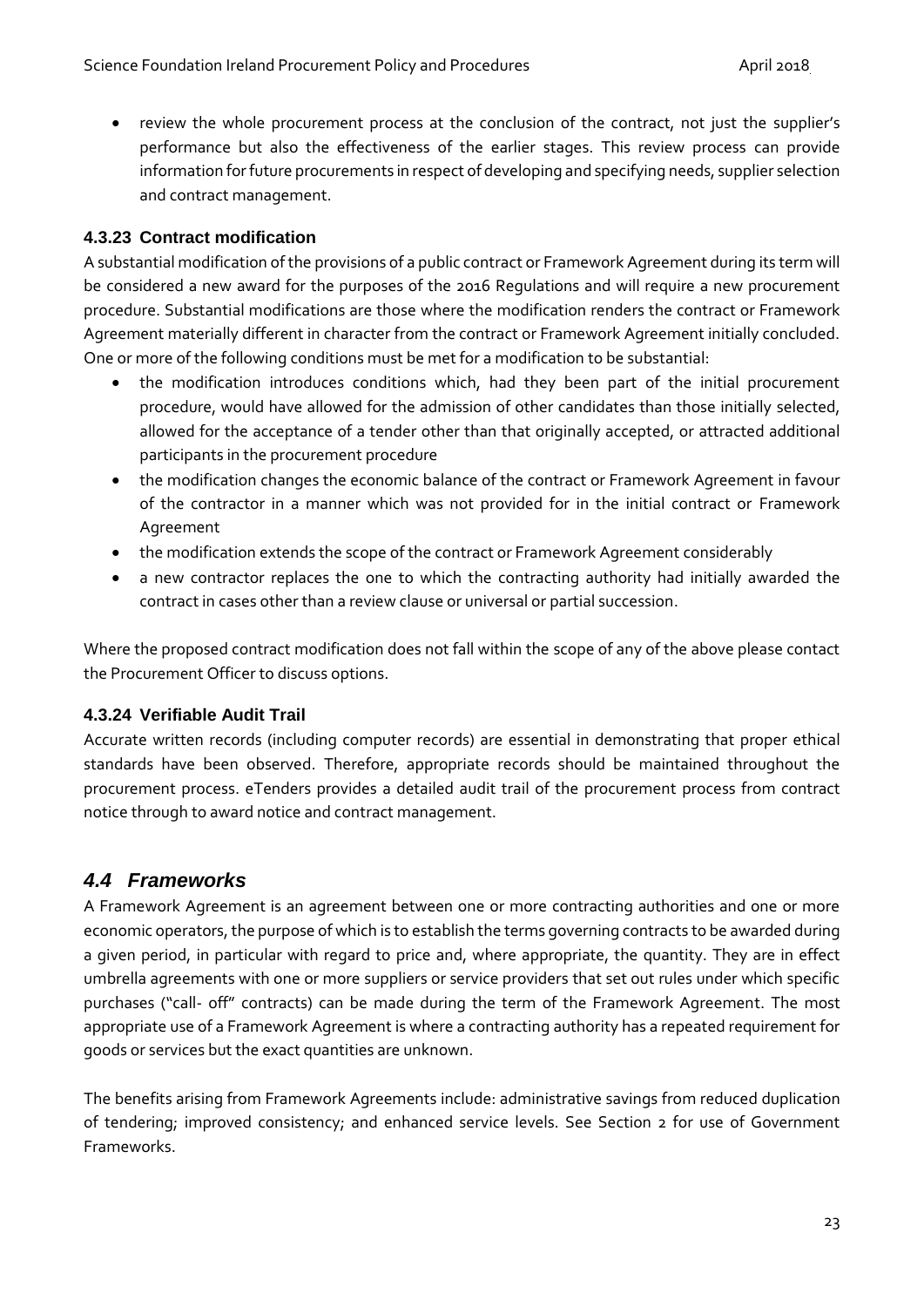- review the whole procurement process at the conclusion of the contract, not just the supplier's performance but also the effectiveness of the earlier stages. This review process can provide information for future procurements in respect of developing and specifying needs, supplier selection and contract management.

#### 4.3.23 Contract modification

A substantial modification of the provisions of a public contract or Framework Agreement during its term will be considered a new award for the purposes of the 2016 Regulations and will require a new procurement procedure. Substantial modifications are those where the modification renders the contract or Framework Agreement materially different in character from the contract or Framework Agreement initially concluded. One or more of the following conditions must be met for a modification to be substantial:

- the modification introduces conditions which, had they been part of the initial procurement procedure, would have allowed for the admission of other candidates than those initially selected, allowed for the acceptance of a tender other than that originally accepted, or attracted additional participants in the procurement procedure
- the modification changes the economic balance of the contract or Framework Agreement in favour of the contractor in a manner which was not provided for in the initial contract or Framework Agreement
- the modification extends the scope of the contract or Framework Agreement considerably
- a new contractor replaces the one to which the contracting authority had initially awarded the contract in cases other than a review clause or universal or partial succession.

Where the proposed contract modification does not fall within the scope of any of the above please contact the Procurement Officer to discuss options.

#### 4.3.24 Verifiable Audit Trail

Accurate written records (including computer records) are essential in demonstrating that proper ethical standards have been observed. Therefore, appropriate records should be maintained throughout the procurement process. eTenders provides a detailed audit trail of the procurement process from contract notice through to award notice and contract management.

## *4.4 Frameworks*

A Framework Agreement is an agreement between one or more contracting authorities and one or more economic operators, the purpose of which is to establish the terms governing contracts to be awarded during a given period, in particular with regard to price and, where appropriate, the quantity. They are in effect umbrella agreements with one or more suppliers or service providers that set out rules under which specific purchases ("call- off" contracts) can be made during the term of the Framework Agreement. The most appropriate use of a Framework Agreement is where a contracting authority has a repeated requirement for goods or services but the exact quantities are unknown.

The benefits arising from Framework Agreements include: administrative savings from reduced duplication of tendering; improved consistency; and enhanced service levels. See Section 2 for use of Government Frameworks.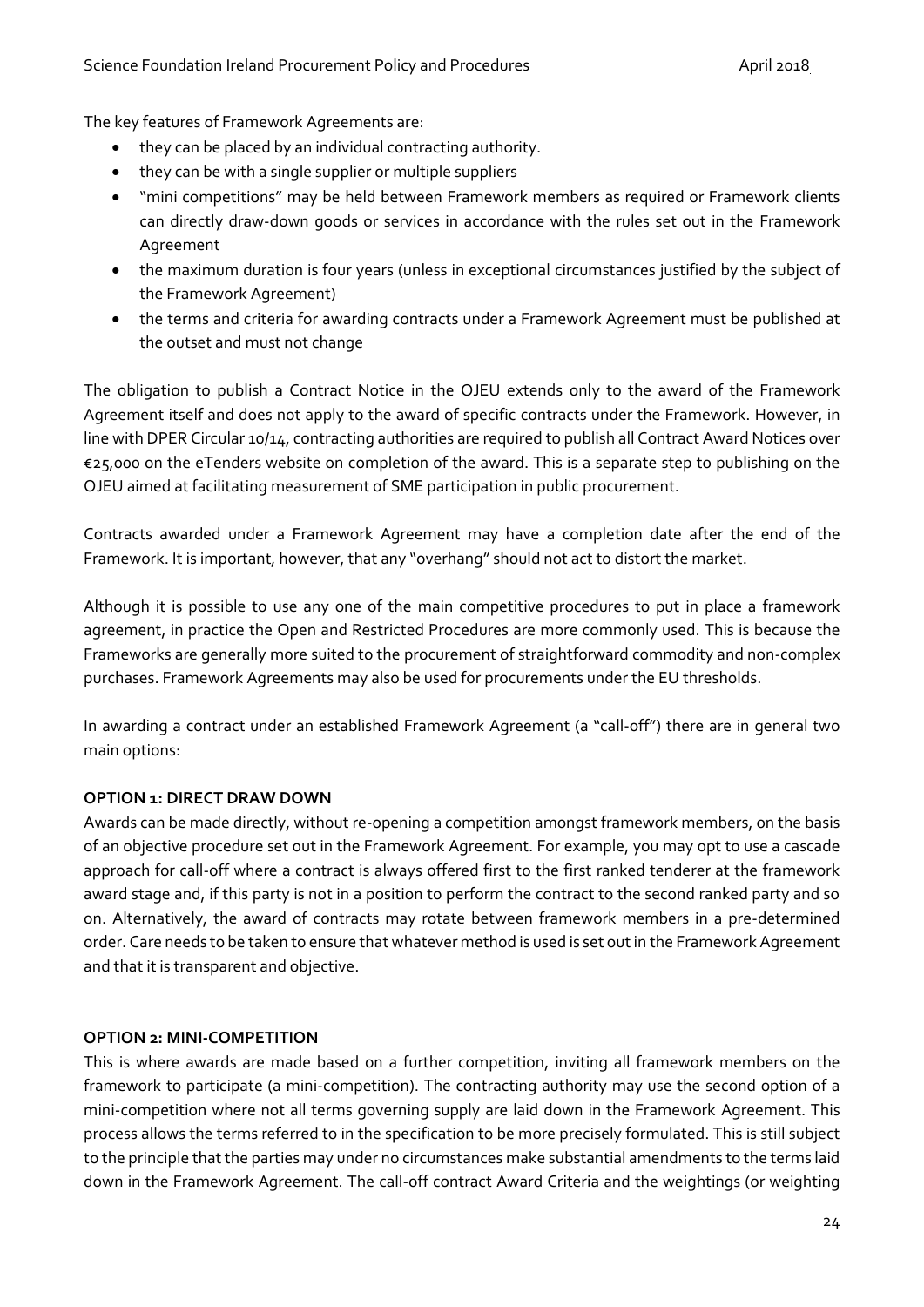The key features of Framework Agreements are:

- they can be placed by an individual contracting authority.
- they can be with a single supplier or multiple suppliers
- "mini competitions" may be held between Framework members as required or Framework clients can directly draw-down goods or services in accordance with the rules set out in the Framework Agreement
- the maximum duration is four years (unless in exceptional circumstances justified by the subject of the Framework Agreement)
- the terms and criteria for awarding contracts under a Framework Agreement must be published at the outset and must not change

The obligation to publish a Contract Notice in the OJEU extends only to the award of the Framework Agreement itself and does not apply to the award of specific contracts under the Framework. However, in line with DPER Circular 10/14, contracting authorities are required to publish all Contract Award Notices over €25,000 on the eTenders website on completion of the award. This is a separate step to publishing on the OJEU aimed at facilitating measurement of SME participation in public procurement.

Contracts awarded under a Framework Agreement may have a completion date after the end of the Framework. It is important, however, that any "overhang" should not act to distort the market.

Although it is possible to use any one of the main competitive procedures to put in place a framework agreement, in practice the Open and Restricted Procedures are more commonly used. This is because the Frameworks are generally more suited to the procurement of straightforward commodity and non-complex purchases. Framework Agreements may also be used for procurements under the EU thresholds.

In awarding a contract under an established Framework Agreement (a "call-off") there are in general two main options:

**OPTION 1: DIRECT DRAW DOWN**

Awards can be made directly, without re-opening a competition amongst framework members, on the basis of an objective procedure set out in the Framework Agreement. For example, you may opt to use a cascade approach for call-off where a contract is always offered first to the first ranked tenderer at the framework award stage and, if this party is not in a position to perform the contract to the second ranked party and so on. Alternatively, the award of contracts may rotate between framework members in a pre-determined order. Care needs to be taken to ensure that whatever method is used is set out in the Framework Agreement and that it is transparent and objective.

**OPTION 2: MINI-COMPETITION**

This is where awards are made based on a further competition, inviting all framework members on the framework to participate (a mini-competition). The contracting authority may use the second option of a mini-competition where not all terms governing supply are laid down in the Framework Agreement. This process allows the terms referred to in the specification to be more precisely formulated. This is still subject to the principle that the parties may under no circumstances make substantial amendments to the terms laid down in the Framework Agreement. The call-off contract Award Criteria and the weightings (or weighting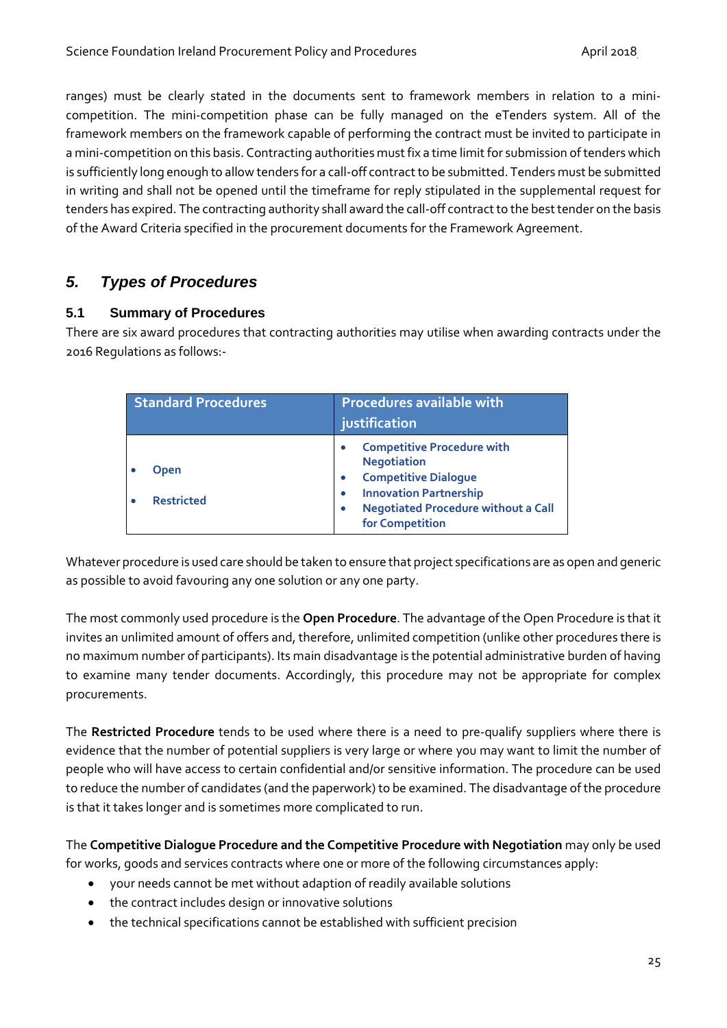ranges) must be clearly stated in the documents sent to framework members in relation to a mini-competition. The mini-competition phase can be fully managed on the eTenders system. All of the framework members on the framework capable of performing the contract must be invited to participate in a mini-competition on this basis. Contracting authorities must fix a time limit for submission of tenders which is sufficiently long enough to allow tenders for a call-off contract to be submitted. Tenders must be submitted in writing and shall not be opened until the timeframe for reply stipulated in the supplemental request for tenders has expired. The contracting authority shall award the call-off contract to the best tender on the basis of the Award Criteria specified in the procurement documents for the Framework Agreement.

## *5. Types of Procedures*

### 5.1 Summary of Procedures

There are six award procedures that contracting authorities may utilise when awarding contracts under the 2016 Regulations as follows:-

| Standard Procedures | Procedures available with justification |
|---|---|
| • Open<br>• Restricted | • Competitive Procedure with Negotiation<br>• Competitive Dialogue<br>• Innovation Partnership<br>• Negotiated Procedure without a Call for Competition |

Whatever procedure is used care should be taken to ensure that project specifications are as open and generic as possible to avoid favouring any one solution or any one party.

The most commonly used procedure is the **Open Procedure**. The advantage of the Open Procedure is that it invites an unlimited amount of offers and, therefore, unlimited competition (unlike other procedures there is no maximum number of participants). Its main disadvantage is the potential administrative burden of having to examine many tender documents. Accordingly, this procedure may not be appropriate for complex procurements.

The **Restricted Procedure** tends to be used where there is a need to pre-qualify suppliers where there is evidence that the number of potential suppliers is very large or where you may want to limit the number of people who will have access to certain confidential and/or sensitive information. The procedure can be used to reduce the number of candidates (and the paperwork) to be examined. The disadvantage of the procedure is that it takes longer and is sometimes more complicated to run.

The **Competitive Dialogue Procedure and the Competitive Procedure with Negotiation** may only be used for works, goods and services contracts where one or more of the following circumstances apply:

- your needs cannot be met without adaption of readily available solutions
- the contract includes design or innovative solutions
- the technical specifications cannot be established with sufficient precision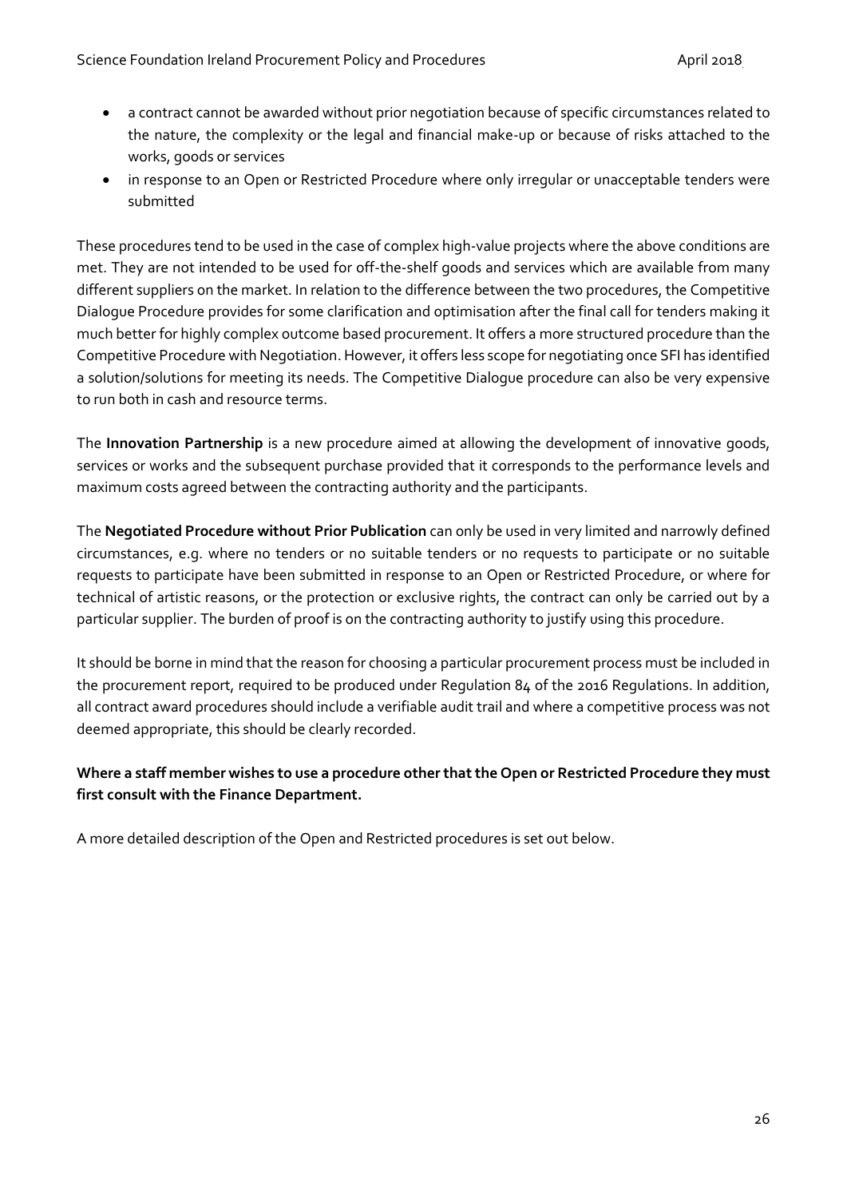- a contract cannot be awarded without prior negotiation because of specific circumstances related to the nature, the complexity or the legal and financial make-up or because of risks attached to the works, goods or services
- in response to an Open or Restricted Procedure where only irregular or unacceptable tenders were submitted

These procedures tend to be used in the case of complex high-value projects where the above conditions are met. They are not intended to be used for off-the-shelf goods and services which are available from many different suppliers on the market. In relation to the difference between the two procedures, the Competitive Dialogue Procedure provides for some clarification and optimisation after the final call for tenders making it much better for highly complex outcome based procurement. It offers a more structured procedure than the Competitive Procedure with Negotiation. However, it offers less scope for negotiating once SFI has identified a solution/solutions for meeting its needs. The Competitive Dialogue procedure can also be very expensive to run both in cash and resource terms.

The **Innovation Partnership** is a new procedure aimed at allowing the development of innovative goods, services or works and the subsequent purchase provided that it corresponds to the performance levels and maximum costs agreed between the contracting authority and the participants.

The **Negotiated Procedure without Prior Publication** can only be used in very limited and narrowly defined circumstances, e.g. where no tenders or no suitable tenders or no requests to participate or no suitable requests to participate have been submitted in response to an Open or Restricted Procedure, or where for technical of artistic reasons, or the protection or exclusive rights, the contract can only be carried out by a particular supplier. The burden of proof is on the contracting authority to justify using this procedure.

It should be borne in mind that the reason for choosing a particular procurement process must be included in the procurement report, required to be produced under Regulation 84 of the 2016 Regulations. In addition, all contract award procedures should include a verifiable audit trail and where a competitive process was not deemed appropriate, this should be clearly recorded.

**Where a staff member wishes to use a procedure other that the Open or Restricted Procedure they must first consult with the Finance Department.**

A more detailed description of the Open and Restricted procedures is set out below.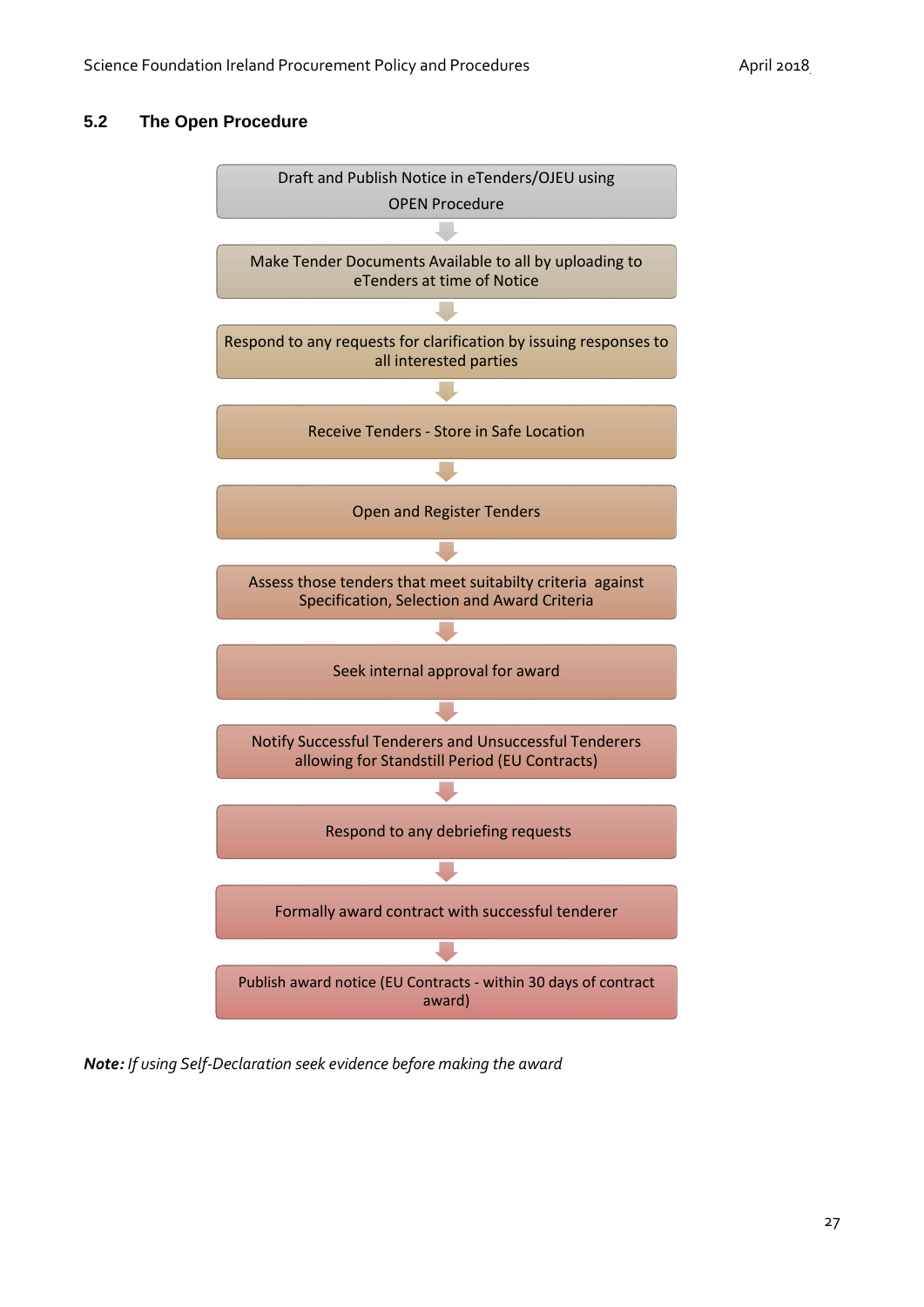## 5.2 The Open Procedure

1. Draft and Publish Notice in eTenders/OJEU using OPEN Procedure
2. Make Tender Documents Available to all by uploading to eTenders at time of Notice
3. Respond to any requests for clarification by issuing responses to all interested parties
4. Receive Tenders - Store in Safe Location
5. Open and Register Tenders
6. Assess those tenders that meet suitabilty criteria against Specification, Selection and Award Criteria
7. Seek internal approval for award
8. Notify Successful Tenderers and Unsuccessful Tenderers allowing for Standstill Period (EU Contracts)
9. Respond to any debriefing requests
10. Formally award contract with successful tenderer
11. Publish award notice (EU Contracts - within 30 days of contract award)

***Note:*** *If using Self-Declaration seek evidence before making the award*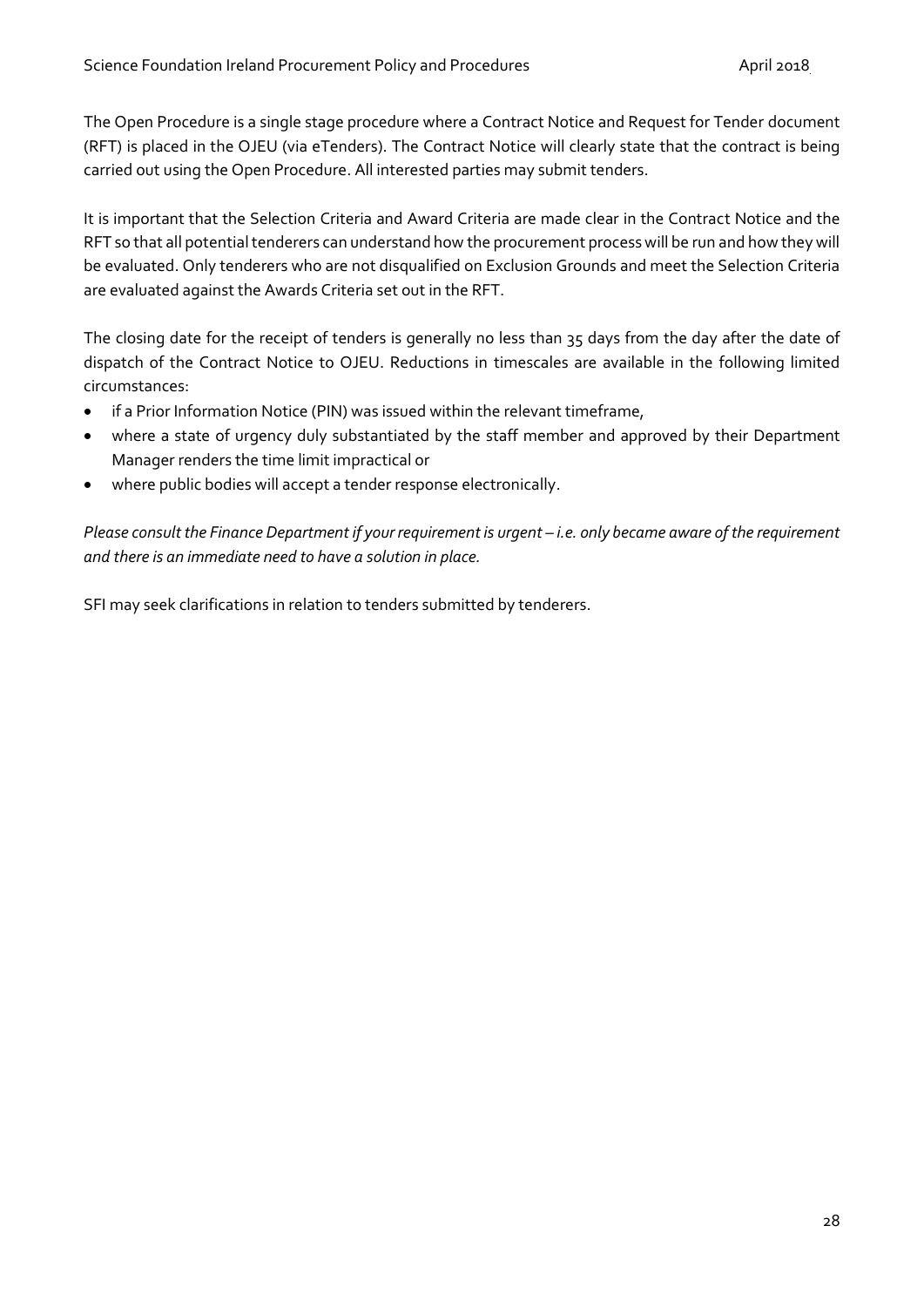The Open Procedure is a single stage procedure where a Contract Notice and Request for Tender document (RFT) is placed in the OJEU (via eTenders). The Contract Notice will clearly state that the contract is being carried out using the Open Procedure. All interested parties may submit tenders.

It is important that the Selection Criteria and Award Criteria are made clear in the Contract Notice and the RFT so that all potential tenderers can understand how the procurement process will be run and how they will be evaluated. Only tenderers who are not disqualified on Exclusion Grounds and meet the Selection Criteria are evaluated against the Awards Criteria set out in the RFT.

The closing date for the receipt of tenders is generally no less than 35 days from the day after the date of dispatch of the Contract Notice to OJEU. Reductions in timescales are available in the following limited circumstances:

- if a Prior Information Notice (PIN) was issued within the relevant timeframe,
- where a state of urgency duly substantiated by the staff member and approved by their Department Manager renders the time limit impractical or
- where public bodies will accept a tender response electronically.

*Please consult the Finance Department if your requirement is urgent – i.e. only became aware of the requirement and there is an immediate need to have a solution in place.*

SFI may seek clarifications in relation to tenders submitted by tenderers.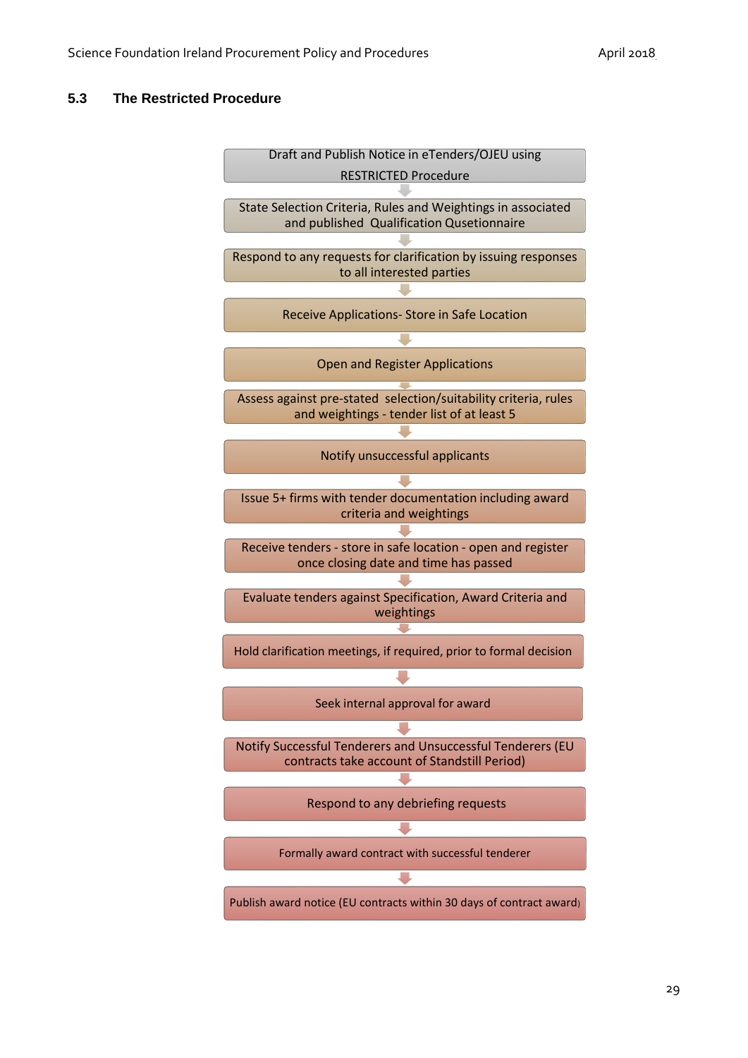## 5.3 The Restricted Procedure

1. Draft and Publish Notice in eTenders/OJEU using RESTRICTED Procedure
2. State Selection Criteria, Rules and Weightings in associated and published Qualification Qusetionnaire
3. Respond to any requests for clarification by issuing responses to all interested parties
4. Receive Applications- Store in Safe Location
5. Open and Register Applications
6. Assess against pre-stated selection/suitability criteria, rules and weightings - tender list of at least 5
7. Notify unsuccessful applicants
8. Issue 5+ firms with tender documentation including award criteria and weightings
9. Receive tenders - store in safe location - open and register once closing date and time has passed
10. Evaluate tenders against Specification, Award Criteria and weightings
11. Hold clarification meetings, if required, prior to formal decision
12. Seek internal approval for award
13. Notify Successful Tenderers and Unsuccessful Tenderers (EU contracts take account of Standstill Period)
14. Respond to any debriefing requests
15. Formally award contract with successful tenderer
16. Publish award notice (EU contracts within 30 days of contract award)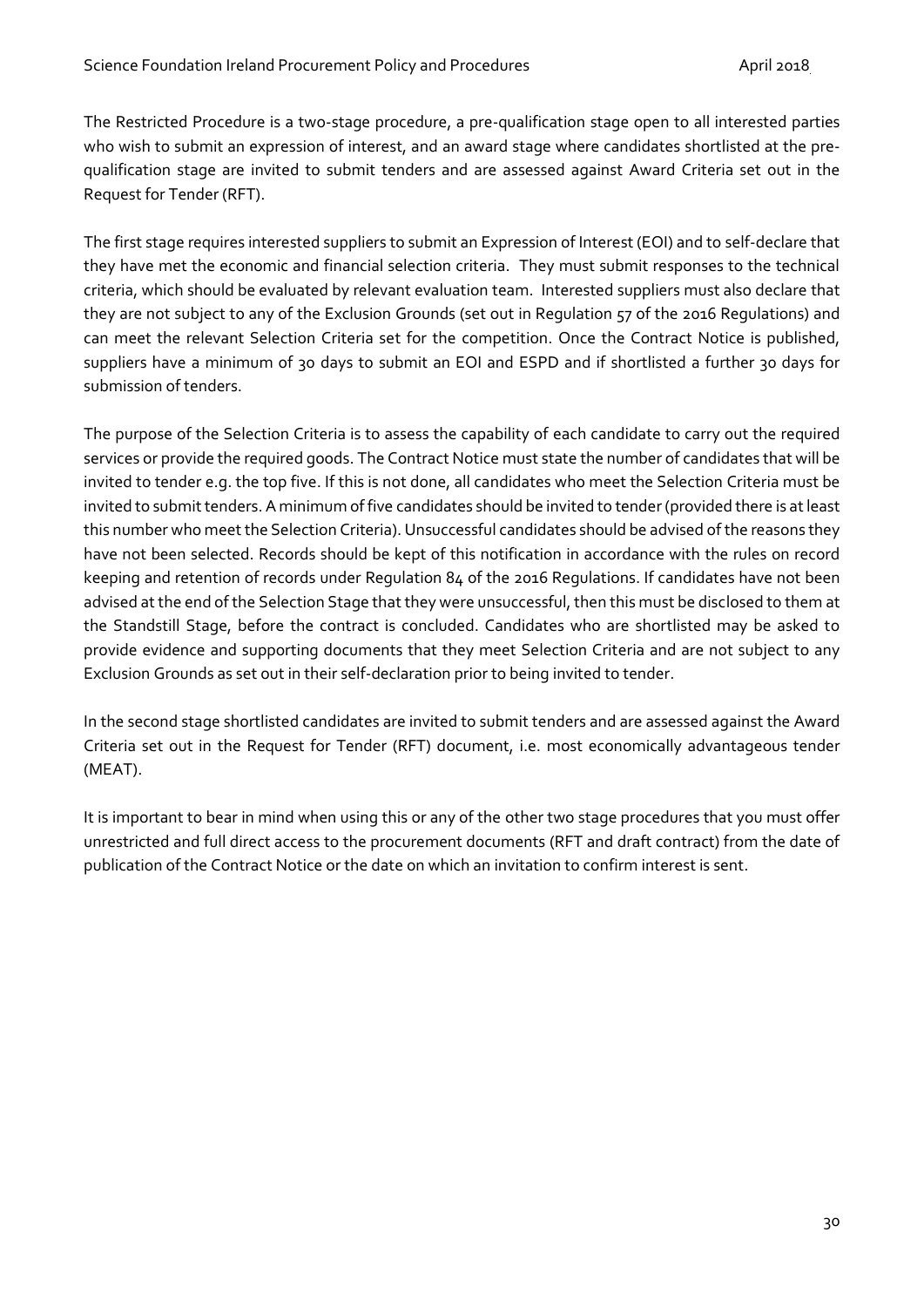The Restricted Procedure is a two-stage procedure, a pre-qualification stage open to all interested parties who wish to submit an expression of interest, and an award stage where candidates shortlisted at the pre-qualification stage are invited to submit tenders and are assessed against Award Criteria set out in the Request for Tender (RFT).

The first stage requires interested suppliers to submit an Expression of Interest (EOI) and to self-declare that they have met the economic and financial selection criteria. They must submit responses to the technical criteria, which should be evaluated by relevant evaluation team. Interested suppliers must also declare that they are not subject to any of the Exclusion Grounds (set out in Regulation 57 of the 2016 Regulations) and can meet the relevant Selection Criteria set for the competition. Once the Contract Notice is published, suppliers have a minimum of 30 days to submit an EOI and ESPD and if shortlisted a further 30 days for submission of tenders.

The purpose of the Selection Criteria is to assess the capability of each candidate to carry out the required services or provide the required goods. The Contract Notice must state the number of candidates that will be invited to tender e.g. the top five. If this is not done, all candidates who meet the Selection Criteria must be invited to submit tenders. A minimum of five candidates should be invited to tender (provided there is at least this number who meet the Selection Criteria). Unsuccessful candidates should be advised of the reasons they have not been selected. Records should be kept of this notification in accordance with the rules on record keeping and retention of records under Regulation 84 of the 2016 Regulations. If candidates have not been advised at the end of the Selection Stage that they were unsuccessful, then this must be disclosed to them at the Standstill Stage, before the contract is concluded. Candidates who are shortlisted may be asked to provide evidence and supporting documents that they meet Selection Criteria and are not subject to any Exclusion Grounds as set out in their self-declaration prior to being invited to tender.

In the second stage shortlisted candidates are invited to submit tenders and are assessed against the Award Criteria set out in the Request for Tender (RFT) document, i.e. most economically advantageous tender (MEAT).

It is important to bear in mind when using this or any of the other two stage procedures that you must offer unrestricted and full direct access to the procurement documents (RFT and draft contract) from the date of publication of the Contract Notice or the date on which an invitation to confirm interest is sent.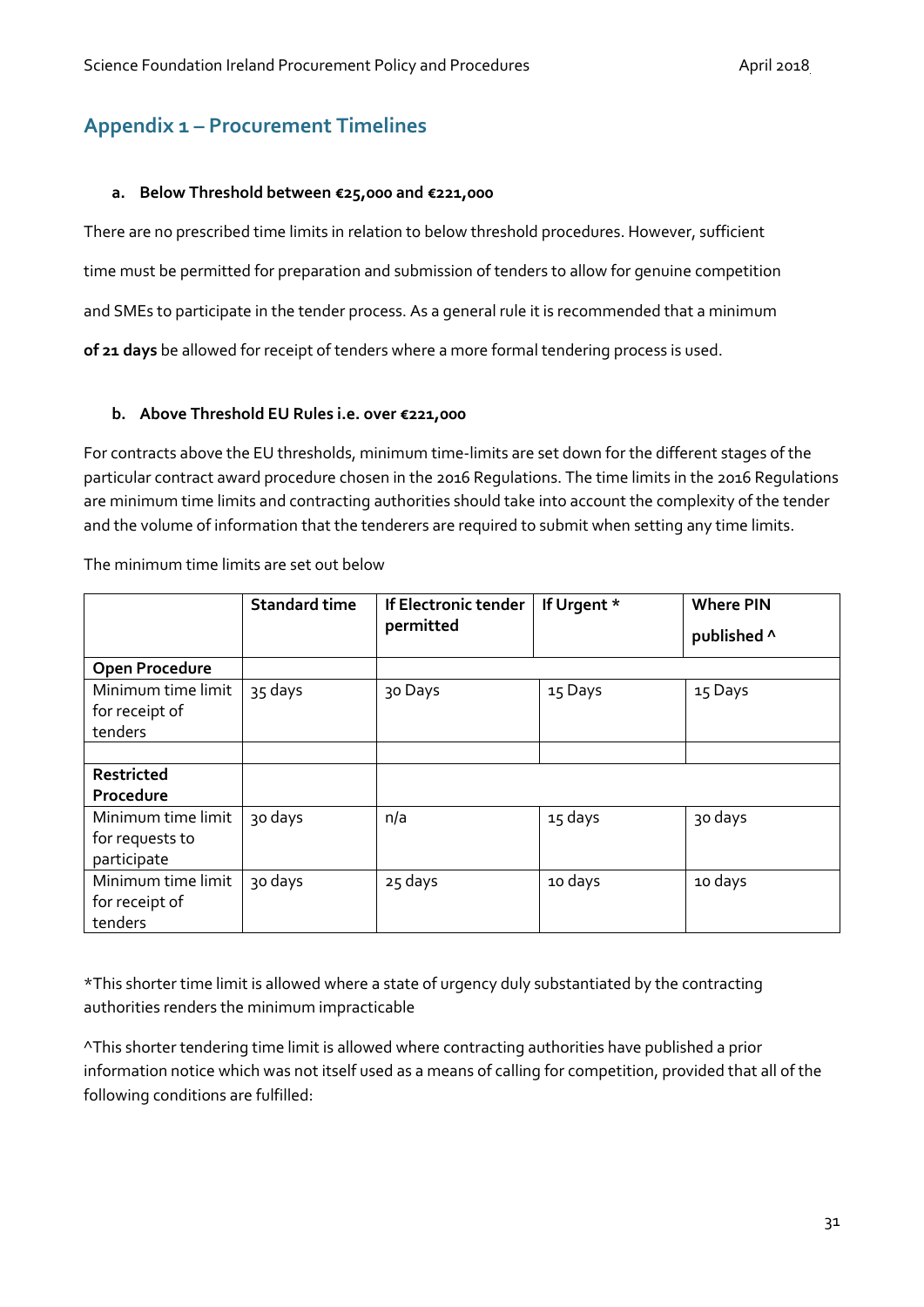## Appendix 1 – Procurement Timelines

### a. Below Threshold between €25,000 and €221,000

There are no prescribed time limits in relation to below threshold procedures. However, sufficient time must be permitted for preparation and submission of tenders to allow for genuine competition and SMEs to participate in the tender process. As a general rule it is recommended that a minimum **of 21 days** be allowed for receipt of tenders where a more formal tendering process is used.

### b. Above Threshold EU Rules i.e. over €221,000

For contracts above the EU thresholds, minimum time-limits are set down for the different stages of the particular contract award procedure chosen in the 2016 Regulations. The time limits in the 2016 Regulations are minimum time limits and contracting authorities should take into account the complexity of the tender and the volume of information that the tenderers are required to submit when setting any time limits.

The minimum time limits are set out below

| | **Standard time** | **If Electronic tender permitted** | **If Urgent *** | **Where PIN published ^** |
|---|---|---|---|---|
| **Open Procedure** | | | | |
| Minimum time limit for receipt of tenders | 35 days | 30 Days | 15 Days | 15 Days |
| | | | | |
| **Restricted Procedure** | | | | |
| Minimum time limit for requests to participate | 30 days | n/a | 15 days | 30 days |
| Minimum time limit for receipt of tenders | 30 days | 25 days | 10 days | 10 days |

*This shorter time limit is allowed where a state of urgency duly substantiated by the contracting authorities renders the minimum impracticable

^This shorter tendering time limit is allowed where contracting authorities have published a prior information notice which was not itself used as a means of calling for competition, provided that all of the following conditions are fulfilled: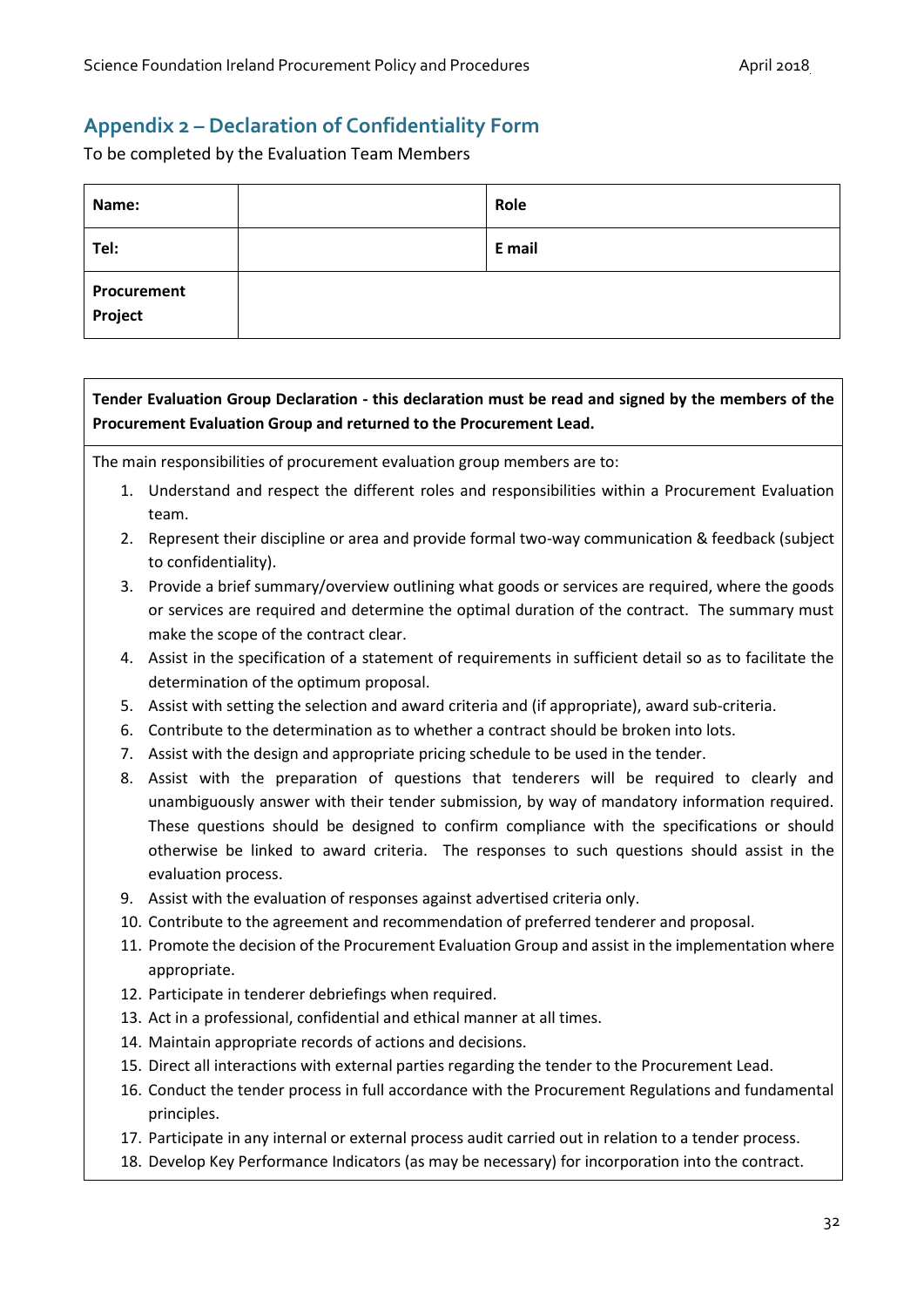## Appendix 2 – Declaration of Confidentiality Form

To be completed by the Evaluation Team Members

| **Name:** | | **Role** |
|---|---|---|
| **Tel:** | | **E mail** |
| **Procurement Project** | | |

**Tender Evaluation Group Declaration - this declaration must be read and signed by the members of the Procurement Evaluation Group and returned to the Procurement Lead.**

The main responsibilities of procurement evaluation group members are to:

1. Understand and respect the different roles and responsibilities within a Procurement Evaluation team.
2. Represent their discipline or area and provide formal two-way communication & feedback (subject to confidentiality).
3. Provide a brief summary/overview outlining what goods or services are required, where the goods or services are required and determine the optimal duration of the contract. The summary must make the scope of the contract clear.
4. Assist in the specification of a statement of requirements in sufficient detail so as to facilitate the determination of the optimum proposal.
5. Assist with setting the selection and award criteria and (if appropriate), award sub-criteria.
6. Contribute to the determination as to whether a contract should be broken into lots.
7. Assist with the design and appropriate pricing schedule to be used in the tender.
8. Assist with the preparation of questions that tenderers will be required to clearly and unambiguously answer with their tender submission, by way of mandatory information required. These questions should be designed to confirm compliance with the specifications or should otherwise be linked to award criteria. The responses to such questions should assist in the evaluation process.
9. Assist with the evaluation of responses against advertised criteria only.
10. Contribute to the agreement and recommendation of preferred tenderer and proposal.
11. Promote the decision of the Procurement Evaluation Group and assist in the implementation where appropriate.
12. Participate in tenderer debriefings when required.
13. Act in a professional, confidential and ethical manner at all times.
14. Maintain appropriate records of actions and decisions.
15. Direct all interactions with external parties regarding the tender to the Procurement Lead.
16. Conduct the tender process in full accordance with the Procurement Regulations and fundamental principles.
17. Participate in any internal or external process audit carried out in relation to a tender process.
18. Develop Key Performance Indicators (as may be necessary) for incorporation into the contract.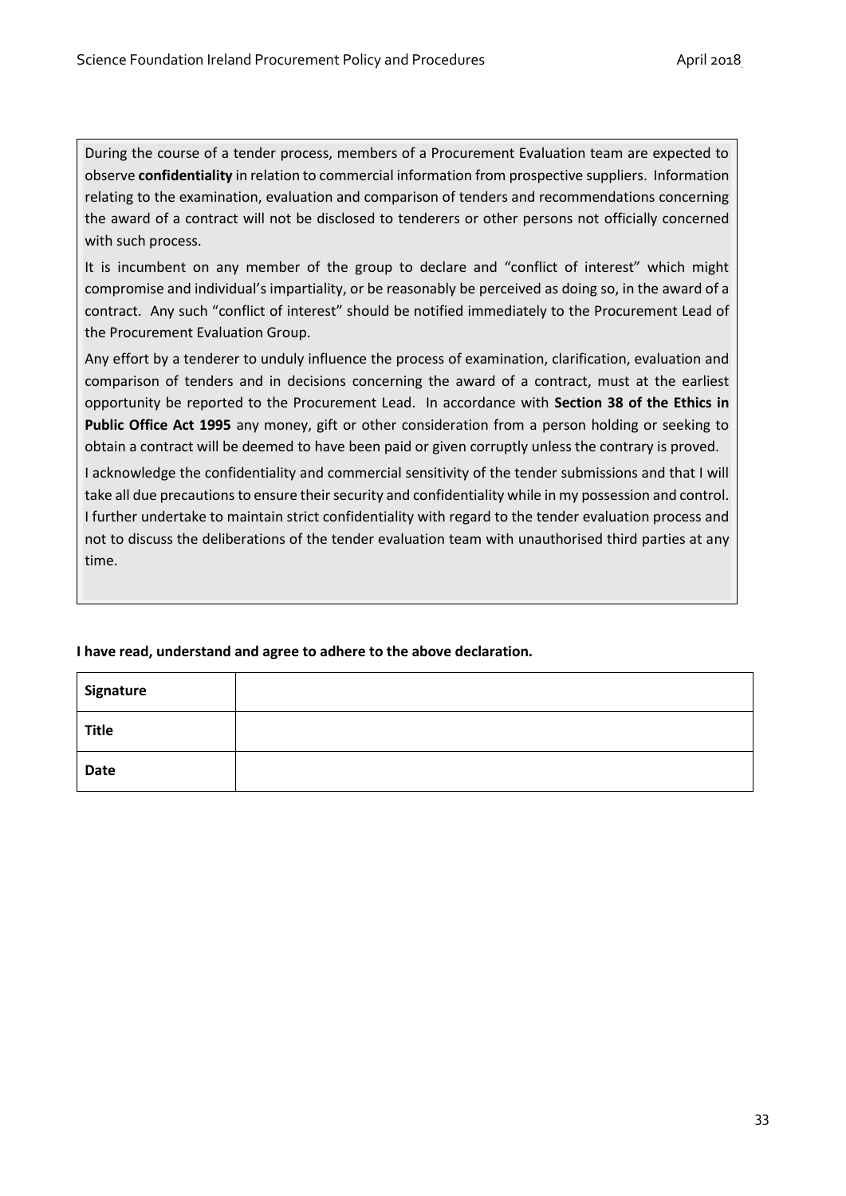During the course of a tender process, members of a Procurement Evaluation team are expected to observe **confidentiality** in relation to commercial information from prospective suppliers. Information relating to the examination, evaluation and comparison of tenders and recommendations concerning the award of a contract will not be disclosed to tenderers or other persons not officially concerned with such process.

It is incumbent on any member of the group to declare and "conflict of interest" which might compromise and individual's impartiality, or be reasonably be perceived as doing so, in the award of a contract. Any such "conflict of interest" should be notified immediately to the Procurement Lead of the Procurement Evaluation Group.

Any effort by a tenderer to unduly influence the process of examination, clarification, evaluation and comparison of tenders and in decisions concerning the award of a contract, must at the earliest opportunity be reported to the Procurement Lead. In accordance with **Section 38 of the Ethics in Public Office Act 1995** any money, gift or other consideration from a person holding or seeking to obtain a contract will be deemed to have been paid or given corruptly unless the contrary is proved.

I acknowledge the confidentiality and commercial sensitivity of the tender submissions and that I will take all due precautions to ensure their security and confidentiality while in my possession and control. I further undertake to maintain strict confidentiality with regard to the tender evaluation process and not to discuss the deliberations of the tender evaluation team with unauthorised third parties at any time.

**I have read, understand and agree to adhere to the above declaration.**

| | |
|---|---|
| **Signature** | |
| **Title** | |
| **Date** | |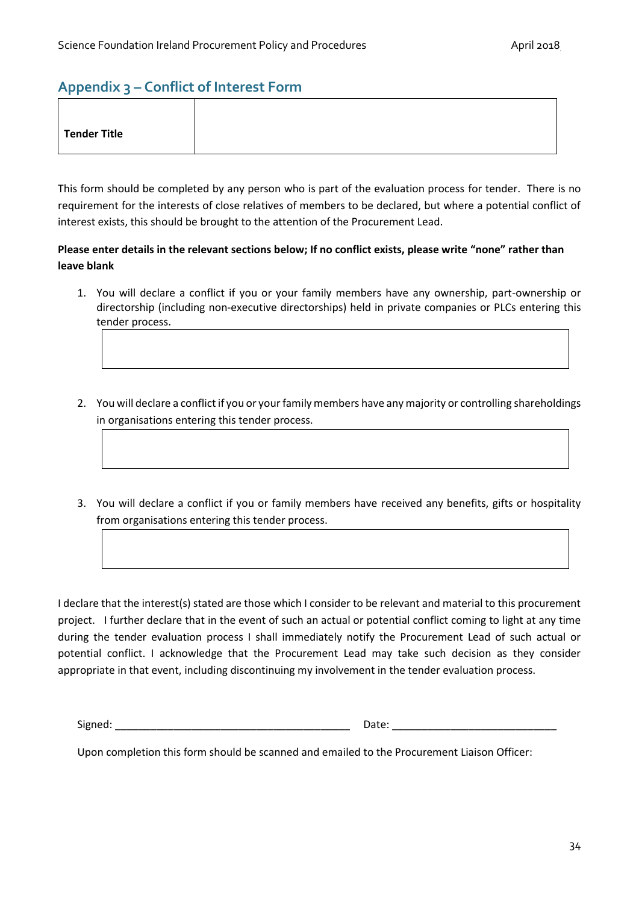## Appendix 3 – Conflict of Interest Form

| **Tender Title** | |
|---|---|

This form should be completed by any person who is part of the evaluation process for tender. There is no requirement for the interests of close relatives of members to be declared, but where a potential conflict of interest exists, this should be brought to the attention of the Procurement Lead.

**Please enter details in the relevant sections below; If no conflict exists, please write "none" rather than leave blank**

1. You will declare a conflict if you or your family members have any ownership, part-ownership or directorship (including non-executive directorships) held in private companies or PLCs entering this tender process.

| |
|---|

2. You will declare a conflict if you or your family members have any majority or controlling shareholdings in organisations entering this tender process.

| |
|---|

3. You will declare a conflict if you or family members have received any benefits, gifts or hospitality from organisations entering this tender process.

| |
|---|

I declare that the interest(s) stated are those which I consider to be relevant and material to this procurement project. I further declare that in the event of such an actual or potential conflict coming to light at any time during the tender evaluation process I shall immediately notify the Procurement Lead of such actual or potential conflict. I acknowledge that the Procurement Lead may take such decision as they consider appropriate in that event, including discontinuing my involvement in the tender evaluation process.

Signed: ________________________________________ Date: ____________________________

Upon completion this form should be scanned and emailed to the Procurement Liaison Officer: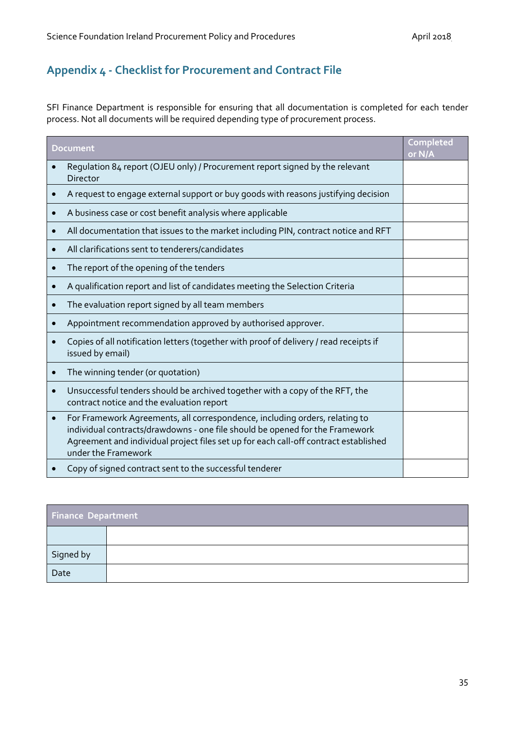## Appendix 4 - Checklist for Procurement and Contract File

SFI Finance Department is responsible for ensuring that all documentation is completed for each tender process. Not all documents will be required depending type of procurement process.

| Document | Completed or N/A |
|---|---|
| • Regulation 84 report (OJEU only) / Procurement report signed by the relevant Director | |
| • A request to engage external support or buy goods with reasons justifying decision | |
| • A business case or cost benefit analysis where applicable | |
| • All documentation that issues to the market including PIN, contract notice and RFT | |
| • All clarifications sent to tenderers/candidates | |
| • The report of the opening of the tenders | |
| • A qualification report and list of candidates meeting the Selection Criteria | |
| • The evaluation report signed by all team members | |
| • Appointment recommendation approved by authorised approver. | |
| • Copies of all notification letters (together with proof of delivery / read receipts if issued by email) | |
| • The winning tender (or quotation) | |
| • Unsuccessful tenders should be archived together with a copy of the RFT, the contract notice and the evaluation report | |
| • For Framework Agreements, all correspondence, including orders, relating to individual contracts/drawdowns - one file should be opened for the Framework Agreement and individual project files set up for each call-off contract established under the Framework | |
| • Copy of signed contract sent to the successful tenderer | |

| Finance Department | |
|---|---|
| | |
| Signed by | |
| Date | |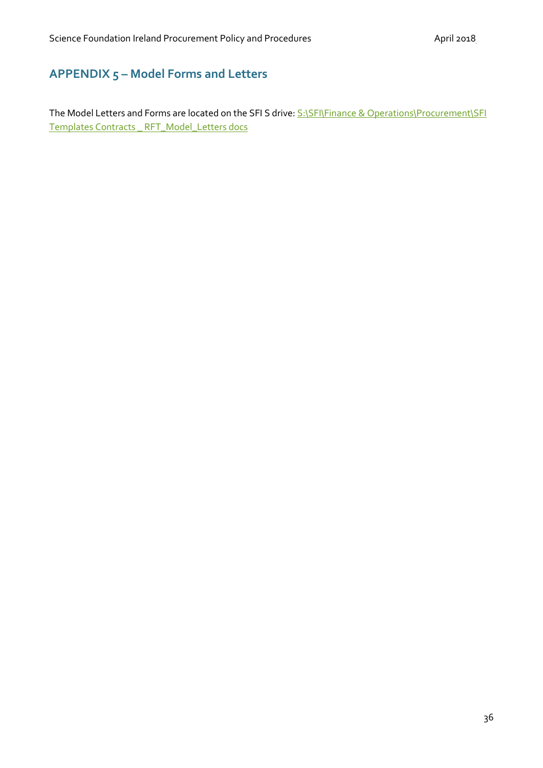## APPENDIX 5 – Model Forms and Letters

The Model Letters and Forms are located on the SFI S drive: S:\SFI\Finance & Operations\Procurement\SFI Templates Contracts _ RFT_Model_Letters docs